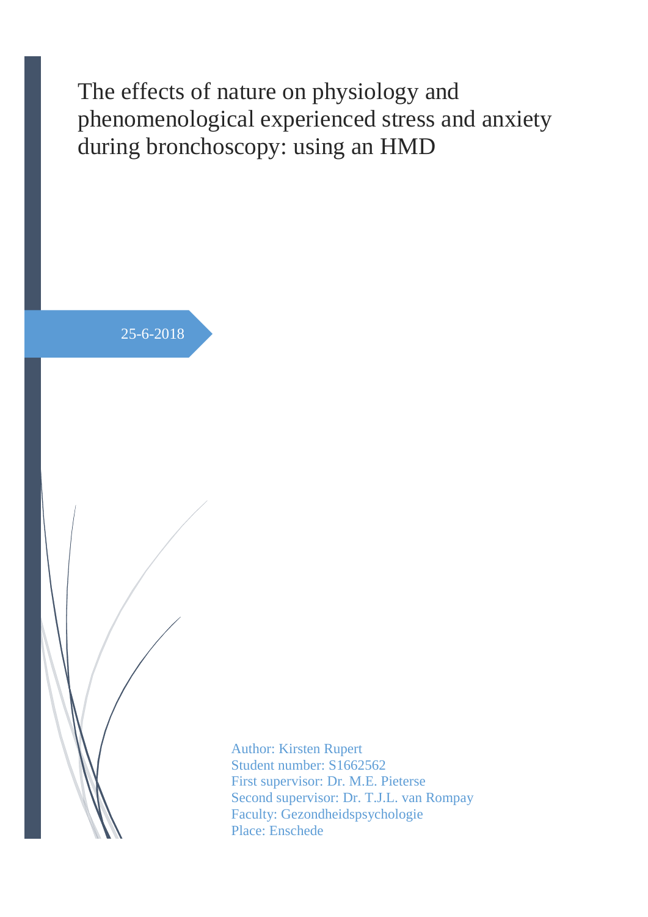# The effects of nature on physiology and phenomenological experienced stress and anxiety during bronchoscopy: using an HMD

25-6-2018

Author: Kirsten Rupert
Student number: S1662562
First supervisor: Dr. M.E. Pieterse
Second supervisor: Dr. T.J.L. van Rompay
Faculty: Gezondheidspsychologie
Place: Enschede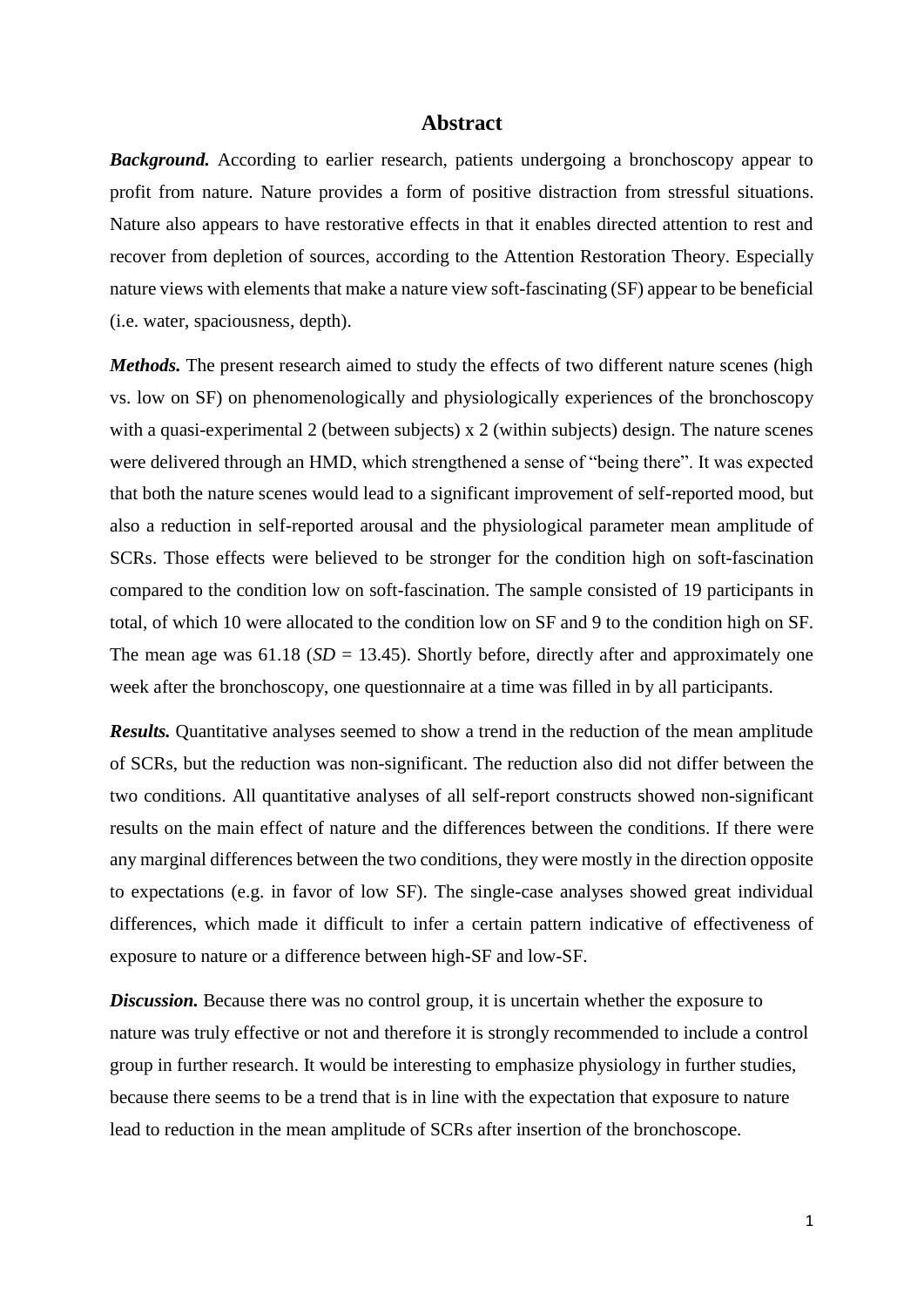# Abstract

***Background.*** According to earlier research, patients undergoing a bronchoscopy appear to profit from nature. Nature provides a form of positive distraction from stressful situations. Nature also appears to have restorative effects in that it enables directed attention to rest and recover from depletion of sources, according to the Attention Restoration Theory. Especially nature views with elements that make a nature view soft-fascinating (SF) appear to be beneficial (i.e. water, spaciousness, depth).

***Methods.*** The present research aimed to study the effects of two different nature scenes (high vs. low on SF) on phenomenologically and physiologically experiences of the bronchoscopy with a quasi-experimental 2 (between subjects) x 2 (within subjects) design. The nature scenes were delivered through an HMD, which strengthened a sense of "being there". It was expected that both the nature scenes would lead to a significant improvement of self-reported mood, but also a reduction in self-reported arousal and the physiological parameter mean amplitude of SCRs. Those effects were believed to be stronger for the condition high on soft-fascination compared to the condition low on soft-fascination. The sample consisted of 19 participants in total, of which 10 were allocated to the condition low on SF and 9 to the condition high on SF. The mean age was 61.18 (*SD* = 13.45). Shortly before, directly after and approximately one week after the bronchoscopy, one questionnaire at a time was filled in by all participants.

***Results.*** Quantitative analyses seemed to show a trend in the reduction of the mean amplitude of SCRs, but the reduction was non-significant. The reduction also did not differ between the two conditions. All quantitative analyses of all self-report constructs showed non-significant results on the main effect of nature and the differences between the conditions. If there were any marginal differences between the two conditions, they were mostly in the direction opposite to expectations (e.g. in favor of low SF). The single-case analyses showed great individual differences, which made it difficult to infer a certain pattern indicative of effectiveness of exposure to nature or a difference between high-SF and low-SF.

***Discussion.*** Because there was no control group, it is uncertain whether the exposure to nature was truly effective or not and therefore it is strongly recommended to include a control group in further research. It would be interesting to emphasize physiology in further studies, because there seems to be a trend that is in line with the expectation that exposure to nature lead to reduction in the mean amplitude of SCRs after insertion of the bronchoscope.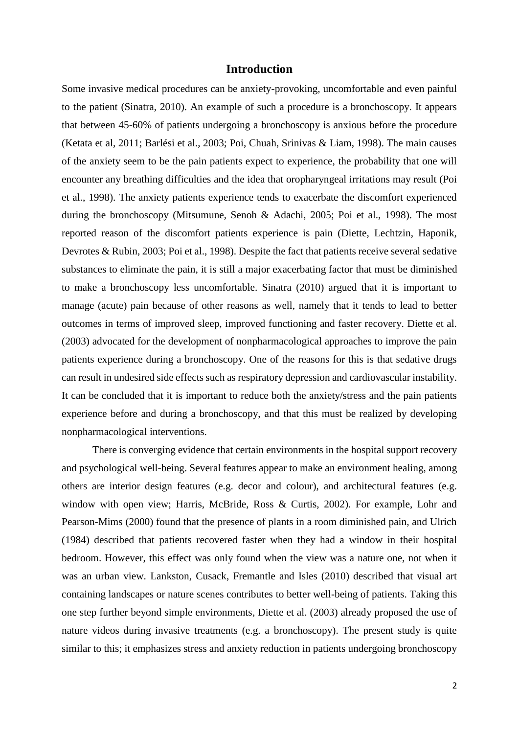# Introduction

Some invasive medical procedures can be anxiety-provoking, uncomfortable and even painful to the patient (Sinatra, 2010). An example of such a procedure is a bronchoscopy. It appears that between 45-60% of patients undergoing a bronchoscopy is anxious before the procedure (Ketata et al, 2011; Barlési et al., 2003; Poi, Chuah, Srinivas & Liam, 1998). The main causes of the anxiety seem to be the pain patients expect to experience, the probability that one will encounter any breathing difficulties and the idea that oropharyngeal irritations may result (Poi et al., 1998). The anxiety patients experience tends to exacerbate the discomfort experienced during the bronchoscopy (Mitsumune, Senoh & Adachi, 2005; Poi et al., 1998). The most reported reason of the discomfort patients experience is pain (Diette, Lechtzin, Haponik, Devrotes & Rubin, 2003; Poi et al., 1998). Despite the fact that patients receive several sedative substances to eliminate the pain, it is still a major exacerbating factor that must be diminished to make a bronchoscopy less uncomfortable. Sinatra (2010) argued that it is important to manage (acute) pain because of other reasons as well, namely that it tends to lead to better outcomes in terms of improved sleep, improved functioning and faster recovery. Diette et al. (2003) advocated for the development of nonpharmacological approaches to improve the pain patients experience during a bronchoscopy. One of the reasons for this is that sedative drugs can result in undesired side effects such as respiratory depression and cardiovascular instability. It can be concluded that it is important to reduce both the anxiety/stress and the pain patients experience before and during a bronchoscopy, and that this must be realized by developing nonpharmacological interventions.

There is converging evidence that certain environments in the hospital support recovery and psychological well-being. Several features appear to make an environment healing, among others are interior design features (e.g. decor and colour), and architectural features (e.g. window with open view; Harris, McBride, Ross & Curtis, 2002). For example, Lohr and Pearson-Mims (2000) found that the presence of plants in a room diminished pain, and Ulrich (1984) described that patients recovered faster when they had a window in their hospital bedroom. However, this effect was only found when the view was a nature one, not when it was an urban view. Lankston, Cusack, Fremantle and Isles (2010) described that visual art containing landscapes or nature scenes contributes to better well-being of patients. Taking this one step further beyond simple environments, Diette et al. (2003) already proposed the use of nature videos during invasive treatments (e.g. a bronchoscopy). The present study is quite similar to this; it emphasizes stress and anxiety reduction in patients undergoing bronchoscopy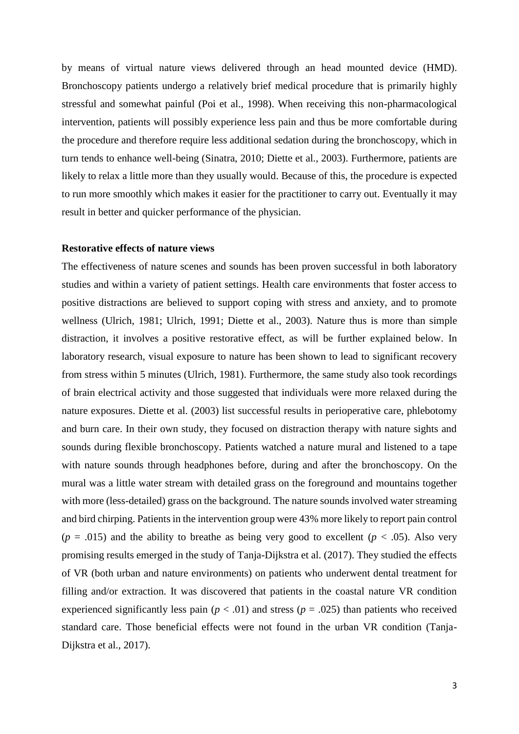by means of virtual nature views delivered through an head mounted device (HMD). Bronchoscopy patients undergo a relatively brief medical procedure that is primarily highly stressful and somewhat painful (Poi et al., 1998). When receiving this non-pharmacological intervention, patients will possibly experience less pain and thus be more comfortable during the procedure and therefore require less additional sedation during the bronchoscopy, which in turn tends to enhance well-being (Sinatra, 2010; Diette et al., 2003). Furthermore, patients are likely to relax a little more than they usually would. Because of this, the procedure is expected to run more smoothly which makes it easier for the practitioner to carry out. Eventually it may result in better and quicker performance of the physician.

**Restorative effects of nature views**

The effectiveness of nature scenes and sounds has been proven successful in both laboratory studies and within a variety of patient settings. Health care environments that foster access to positive distractions are believed to support coping with stress and anxiety, and to promote wellness (Ulrich, 1981; Ulrich, 1991; Diette et al., 2003). Nature thus is more than simple distraction, it involves a positive restorative effect, as will be further explained below. In laboratory research, visual exposure to nature has been shown to lead to significant recovery from stress within 5 minutes (Ulrich, 1981). Furthermore, the same study also took recordings of brain electrical activity and those suggested that individuals were more relaxed during the nature exposures. Diette et al. (2003) list successful results in perioperative care, phlebotomy and burn care. In their own study, they focused on distraction therapy with nature sights and sounds during flexible bronchoscopy. Patients watched a nature mural and listened to a tape with nature sounds through headphones before, during and after the bronchoscopy. On the mural was a little water stream with detailed grass on the foreground and mountains together with more (less-detailed) grass on the background. The nature sounds involved water streaming and bird chirping. Patients in the intervention group were 43% more likely to report pain control ($p$ = .015) and the ability to breathe as being very good to excellent ($p$ < .05). Also very promising results emerged in the study of Tanja-Dijkstra et al. (2017). They studied the effects of VR (both urban and nature environments) on patients who underwent dental treatment for filling and/or extraction. It was discovered that patients in the coastal nature VR condition experienced significantly less pain ($p$ < .01) and stress ($p$ = .025) than patients who received standard care. Those beneficial effects were not found in the urban VR condition (Tanja-Dijkstra et al., 2017).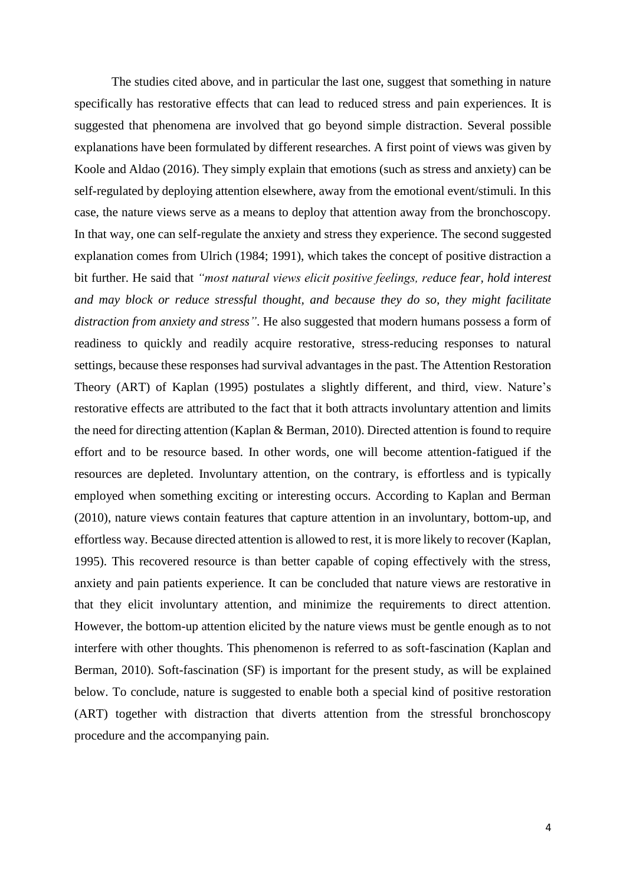The studies cited above, and in particular the last one, suggest that something in nature specifically has restorative effects that can lead to reduced stress and pain experiences. It is suggested that phenomena are involved that go beyond simple distraction. Several possible explanations have been formulated by different researches. A first point of views was given by Koole and Aldao (2016). They simply explain that emotions (such as stress and anxiety) can be self-regulated by deploying attention elsewhere, away from the emotional event/stimuli. In this case, the nature views serve as a means to deploy that attention away from the bronchoscopy. In that way, one can self-regulate the anxiety and stress they experience. The second suggested explanation comes from Ulrich (1984; 1991), which takes the concept of positive distraction a bit further. He said that *"most natural views elicit positive feelings, reduce fear, hold interest and may block or reduce stressful thought, and because they do so, they might facilitate distraction from anxiety and stress"*. He also suggested that modern humans possess a form of readiness to quickly and readily acquire restorative, stress-reducing responses to natural settings, because these responses had survival advantages in the past. The Attention Restoration Theory (ART) of Kaplan (1995) postulates a slightly different, and third, view. Nature's restorative effects are attributed to the fact that it both attracts involuntary attention and limits the need for directing attention (Kaplan & Berman, 2010). Directed attention is found to require effort and to be resource based. In other words, one will become attention-fatigued if the resources are depleted. Involuntary attention, on the contrary, is effortless and is typically employed when something exciting or interesting occurs. According to Kaplan and Berman (2010), nature views contain features that capture attention in an involuntary, bottom-up, and effortless way. Because directed attention is allowed to rest, it is more likely to recover (Kaplan, 1995). This recovered resource is than better capable of coping effectively with the stress, anxiety and pain patients experience. It can be concluded that nature views are restorative in that they elicit involuntary attention, and minimize the requirements to direct attention. However, the bottom-up attention elicited by the nature views must be gentle enough as to not interfere with other thoughts. This phenomenon is referred to as soft-fascination (Kaplan and Berman, 2010). Soft-fascination (SF) is important for the present study, as will be explained below. To conclude, nature is suggested to enable both a special kind of positive restoration (ART) together with distraction that diverts attention from the stressful bronchoscopy procedure and the accompanying pain.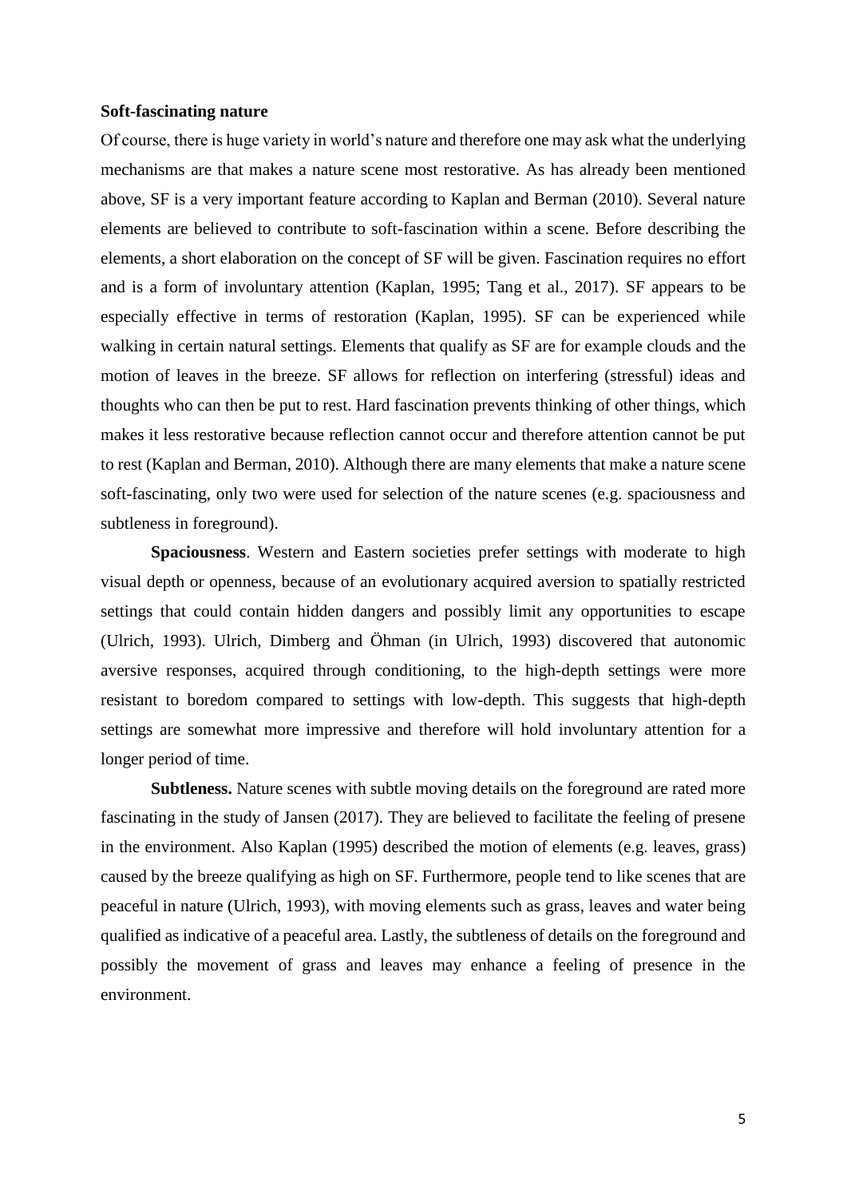**Soft-fascinating nature**

Of course, there is huge variety in world's nature and therefore one may ask what the underlying mechanisms are that makes a nature scene most restorative. As has already been mentioned above, SF is a very important feature according to Kaplan and Berman (2010). Several nature elements are believed to contribute to soft-fascination within a scene. Before describing the elements, a short elaboration on the concept of SF will be given. Fascination requires no effort and is a form of involuntary attention (Kaplan, 1995; Tang et al., 2017). SF appears to be especially effective in terms of restoration (Kaplan, 1995). SF can be experienced while walking in certain natural settings. Elements that qualify as SF are for example clouds and the motion of leaves in the breeze. SF allows for reflection on interfering (stressful) ideas and thoughts who can then be put to rest. Hard fascination prevents thinking of other things, which makes it less restorative because reflection cannot occur and therefore attention cannot be put to rest (Kaplan and Berman, 2010). Although there are many elements that make a nature scene soft-fascinating, only two were used for selection of the nature scenes (e.g. spaciousness and subtleness in foreground).

**Spaciousness**. Western and Eastern societies prefer settings with moderate to high visual depth or openness, because of an evolutionary acquired aversion to spatially restricted settings that could contain hidden dangers and possibly limit any opportunities to escape (Ulrich, 1993). Ulrich, Dimberg and Öhman (in Ulrich, 1993) discovered that autonomic aversive responses, acquired through conditioning, to the high-depth settings were more resistant to boredom compared to settings with low-depth. This suggests that high-depth settings are somewhat more impressive and therefore will hold involuntary attention for a longer period of time.

**Subtleness.** Nature scenes with subtle moving details on the foreground are rated more fascinating in the study of Jansen (2017). They are believed to facilitate the feeling of presene in the environment. Also Kaplan (1995) described the motion of elements (e.g. leaves, grass) caused by the breeze qualifying as high on SF. Furthermore, people tend to like scenes that are peaceful in nature (Ulrich, 1993), with moving elements such as grass, leaves and water being qualified as indicative of a peaceful area. Lastly, the subtleness of details on the foreground and possibly the movement of grass and leaves may enhance a feeling of presence in the environment.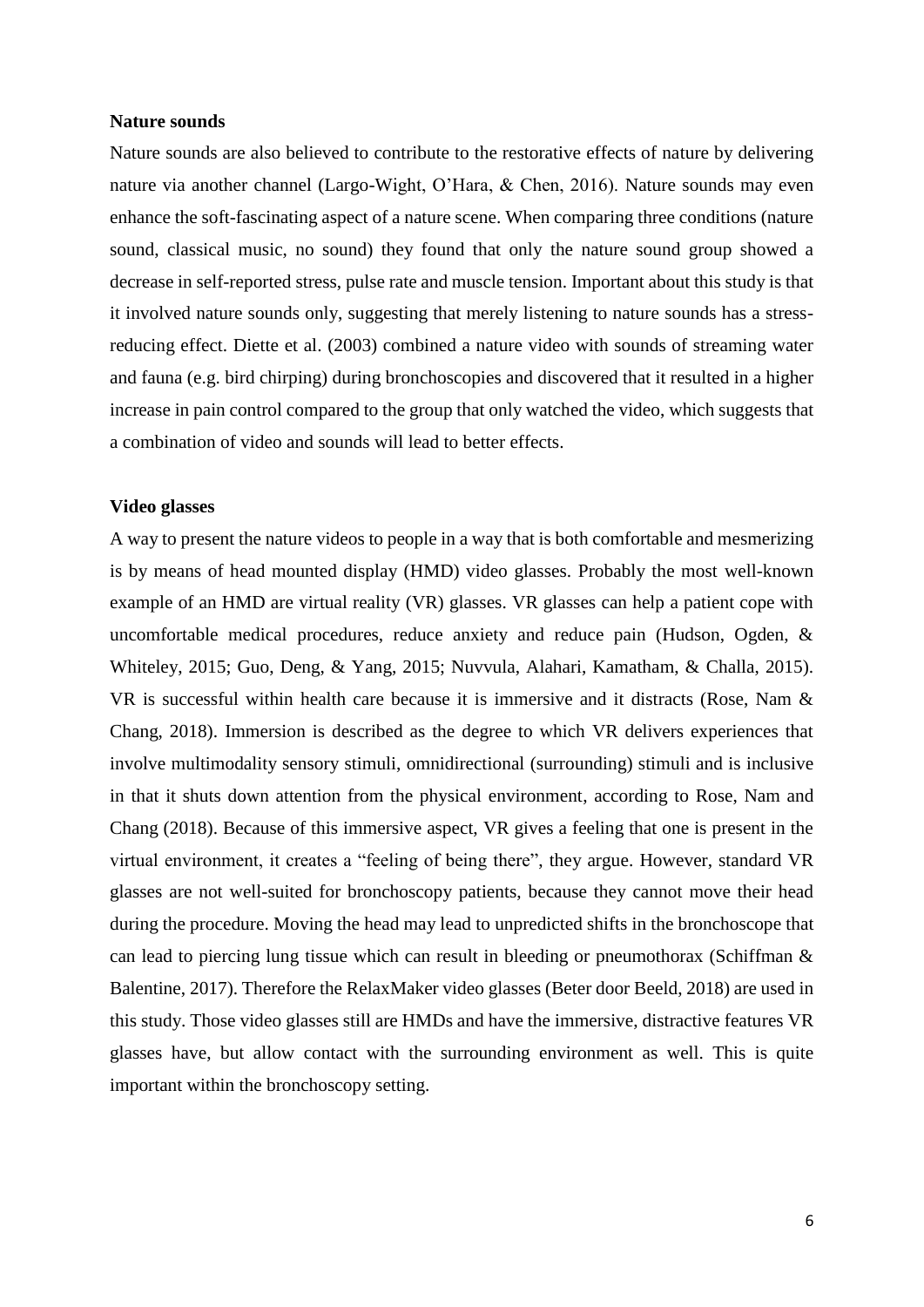**Nature sounds**

Nature sounds are also believed to contribute to the restorative effects of nature by delivering nature via another channel (Largo-Wight, O'Hara, & Chen, 2016). Nature sounds may even enhance the soft-fascinating aspect of a nature scene. When comparing three conditions (nature sound, classical music, no sound) they found that only the nature sound group showed a decrease in self-reported stress, pulse rate and muscle tension. Important about this study is that it involved nature sounds only, suggesting that merely listening to nature sounds has a stress-reducing effect. Diette et al. (2003) combined a nature video with sounds of streaming water and fauna (e.g. bird chirping) during bronchoscopies and discovered that it resulted in a higher increase in pain control compared to the group that only watched the video, which suggests that a combination of video and sounds will lead to better effects.

**Video glasses**

A way to present the nature videos to people in a way that is both comfortable and mesmerizing is by means of head mounted display (HMD) video glasses. Probably the most well-known example of an HMD are virtual reality (VR) glasses. VR glasses can help a patient cope with uncomfortable medical procedures, reduce anxiety and reduce pain (Hudson, Ogden, & Whiteley, 2015; Guo, Deng, & Yang, 2015; Nuvvula, Alahari, Kamatham, & Challa, 2015). VR is successful within health care because it is immersive and it distracts (Rose, Nam & Chang, 2018). Immersion is described as the degree to which VR delivers experiences that involve multimodality sensory stimuli, omnidirectional (surrounding) stimuli and is inclusive in that it shuts down attention from the physical environment, according to Rose, Nam and Chang (2018). Because of this immersive aspect, VR gives a feeling that one is present in the virtual environment, it creates a "feeling of being there", they argue. However, standard VR glasses are not well-suited for bronchoscopy patients, because they cannot move their head during the procedure. Moving the head may lead to unpredicted shifts in the bronchoscope that can lead to piercing lung tissue which can result in bleeding or pneumothorax (Schiffman & Balentine, 2017). Therefore the RelaxMaker video glasses (Beter door Beeld, 2018) are used in this study. Those video glasses still are HMDs and have the immersive, distractive features VR glasses have, but allow contact with the surrounding environment as well. This is quite important within the bronchoscopy setting.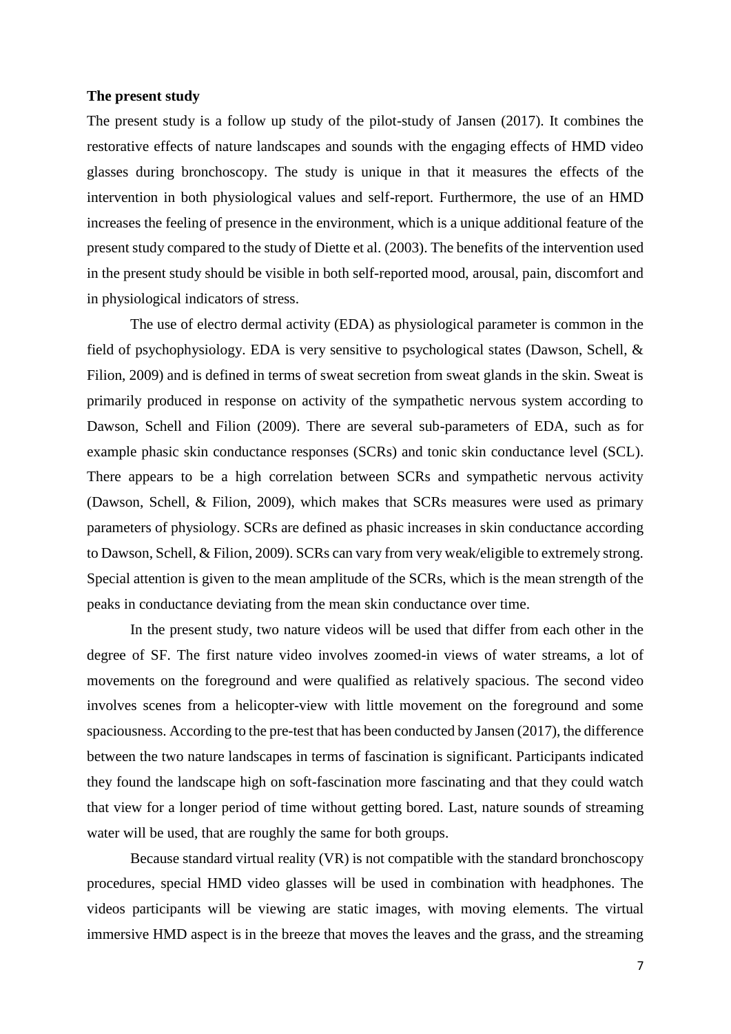**The present study**

The present study is a follow up study of the pilot-study of Jansen (2017). It combines the restorative effects of nature landscapes and sounds with the engaging effects of HMD video glasses during bronchoscopy. The study is unique in that it measures the effects of the intervention in both physiological values and self-report. Furthermore, the use of an HMD increases the feeling of presence in the environment, which is a unique additional feature of the present study compared to the study of Diette et al. (2003). The benefits of the intervention used in the present study should be visible in both self-reported mood, arousal, pain, discomfort and in physiological indicators of stress.

The use of electro dermal activity (EDA) as physiological parameter is common in the field of psychophysiology. EDA is very sensitive to psychological states (Dawson, Schell, & Filion, 2009) and is defined in terms of sweat secretion from sweat glands in the skin. Sweat is primarily produced in response on activity of the sympathetic nervous system according to Dawson, Schell and Filion (2009). There are several sub-parameters of EDA, such as for example phasic skin conductance responses (SCRs) and tonic skin conductance level (SCL). There appears to be a high correlation between SCRs and sympathetic nervous activity (Dawson, Schell, & Filion, 2009), which makes that SCRs measures were used as primary parameters of physiology. SCRs are defined as phasic increases in skin conductance according to Dawson, Schell, & Filion, 2009). SCRs can vary from very weak/eligible to extremely strong. Special attention is given to the mean amplitude of the SCRs, which is the mean strength of the peaks in conductance deviating from the mean skin conductance over time.

In the present study, two nature videos will be used that differ from each other in the degree of SF. The first nature video involves zoomed-in views of water streams, a lot of movements on the foreground and were qualified as relatively spacious. The second video involves scenes from a helicopter-view with little movement on the foreground and some spaciousness. According to the pre-test that has been conducted by Jansen (2017), the difference between the two nature landscapes in terms of fascination is significant. Participants indicated they found the landscape high on soft-fascination more fascinating and that they could watch that view for a longer period of time without getting bored. Last, nature sounds of streaming water will be used, that are roughly the same for both groups.

Because standard virtual reality (VR) is not compatible with the standard bronchoscopy procedures, special HMD video glasses will be used in combination with headphones. The videos participants will be viewing are static images, with moving elements. The virtual immersive HMD aspect is in the breeze that moves the leaves and the grass, and the streaming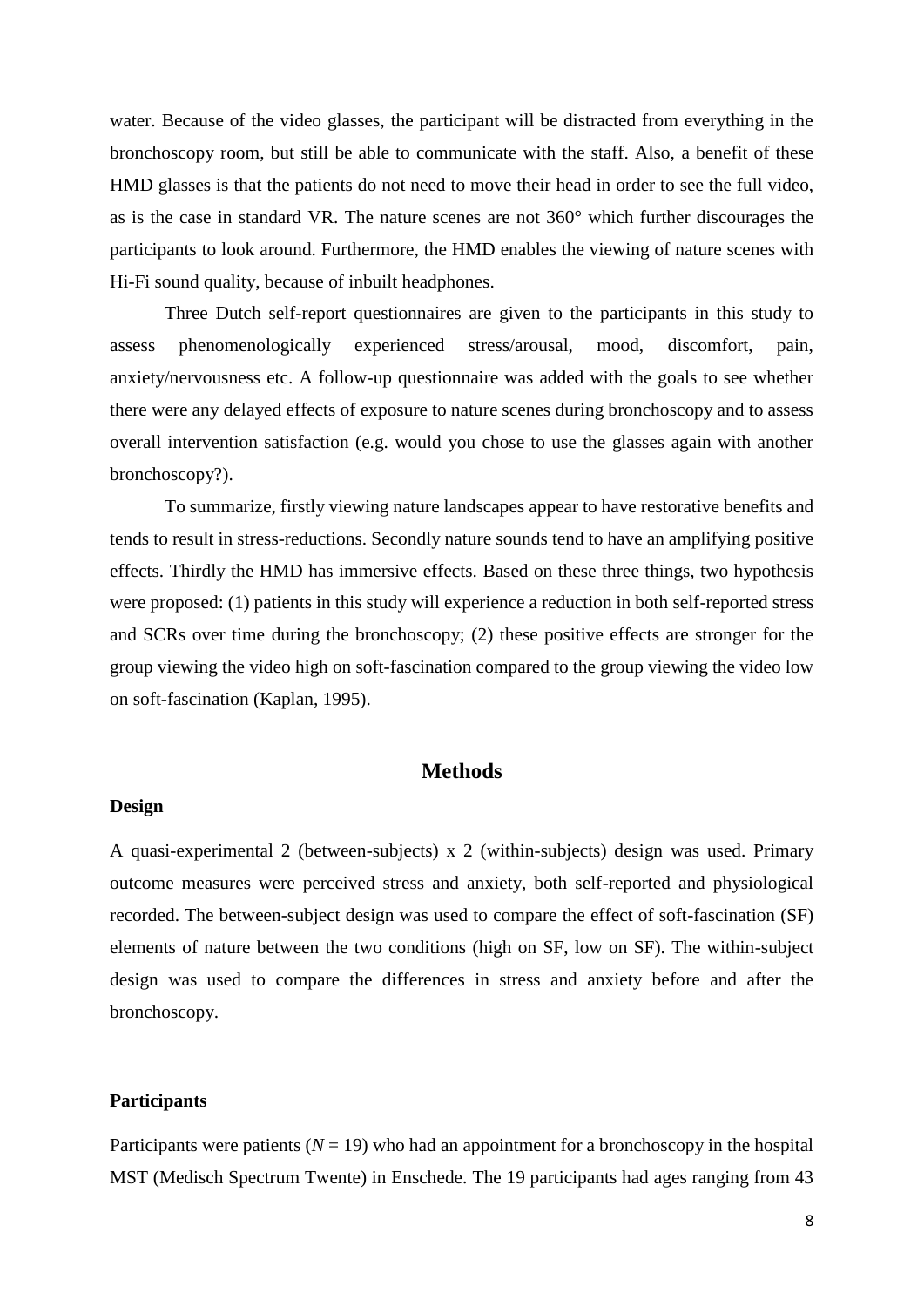water. Because of the video glasses, the participant will be distracted from everything in the bronchoscopy room, but still be able to communicate with the staff. Also, a benefit of these HMD glasses is that the patients do not need to move their head in order to see the full video, as is the case in standard VR. The nature scenes are not 360° which further discourages the participants to look around. Furthermore, the HMD enables the viewing of nature scenes with Hi-Fi sound quality, because of inbuilt headphones.

Three Dutch self-report questionnaires are given to the participants in this study to assess phenomenologically experienced stress/arousal, mood, discomfort, pain, anxiety/nervousness etc. A follow-up questionnaire was added with the goals to see whether there were any delayed effects of exposure to nature scenes during bronchoscopy and to assess overall intervention satisfaction (e.g. would you chose to use the glasses again with another bronchoscopy?).

To summarize, firstly viewing nature landscapes appear to have restorative benefits and tends to result in stress-reductions. Secondly nature sounds tend to have an amplifying positive effects. Thirdly the HMD has immersive effects. Based on these three things, two hypothesis were proposed: (1) patients in this study will experience a reduction in both self-reported stress and SCRs over time during the bronchoscopy; (2) these positive effects are stronger for the group viewing the video high on soft-fascination compared to the group viewing the video low on soft-fascination (Kaplan, 1995).

## Methods

### Design

A quasi-experimental 2 (between-subjects) x 2 (within-subjects) design was used. Primary outcome measures were perceived stress and anxiety, both self-reported and physiological recorded. The between-subject design was used to compare the effect of soft-fascination (SF) elements of nature between the two conditions (high on SF, low on SF). The within-subject design was used to compare the differences in stress and anxiety before and after the bronchoscopy.

### Participants

Participants were patients ($N$ = 19) who had an appointment for a bronchoscopy in the hospital MST (Medisch Spectrum Twente) in Enschede. The 19 participants had ages ranging from 43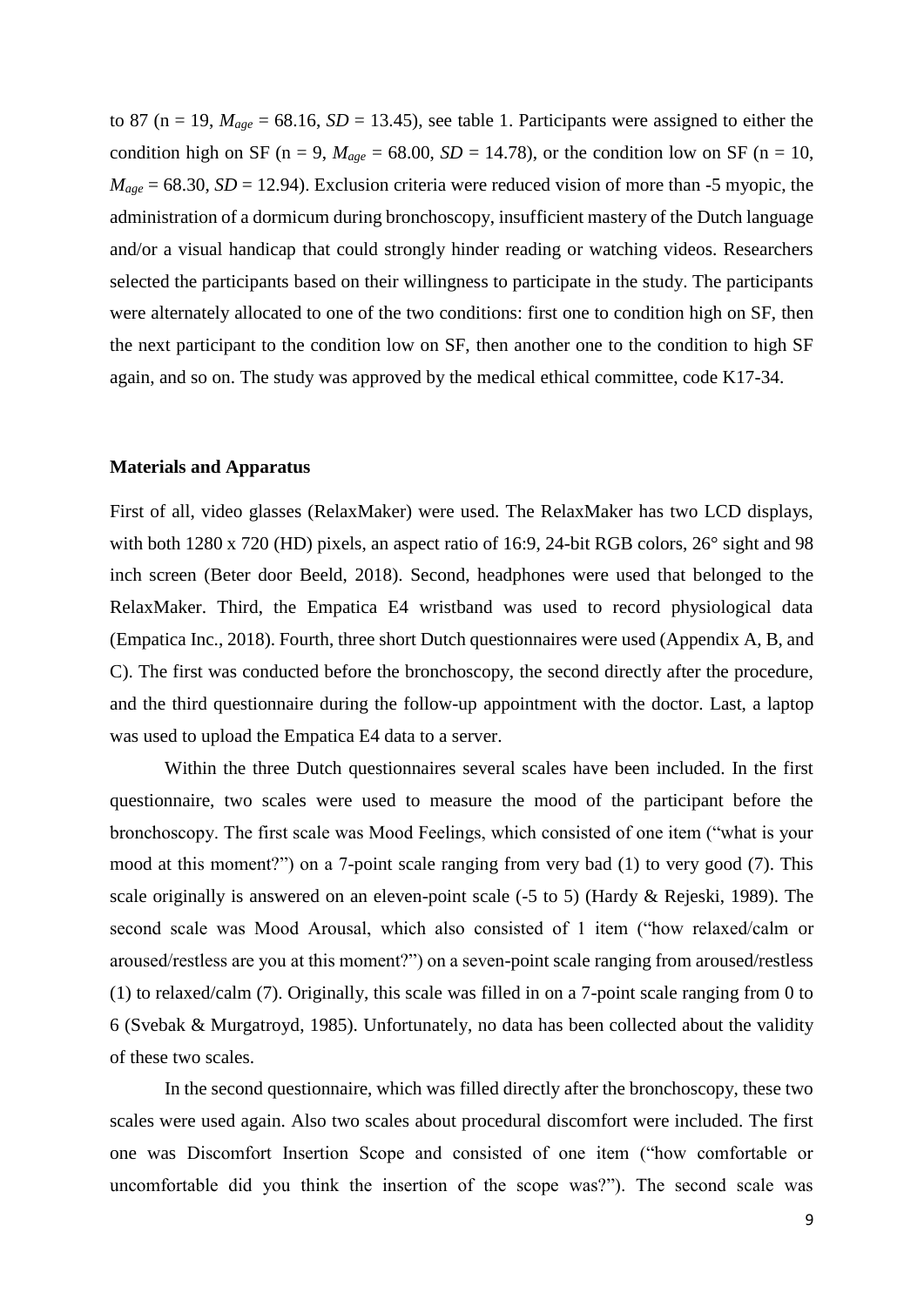to 87 (n = 19, $M_{age}$ = 68.16, $SD$ = 13.45), see table 1. Participants were assigned to either the condition high on SF (n = 9, $M_{age}$ = 68.00, $SD$ = 14.78), or the condition low on SF (n = 10, $M_{age}$ = 68.30, $SD$ = 12.94). Exclusion criteria were reduced vision of more than -5 myopic, the administration of a dormicum during bronchoscopy, insufficient mastery of the Dutch language and/or a visual handicap that could strongly hinder reading or watching videos. Researchers selected the participants based on their willingness to participate in the study. The participants were alternately allocated to one of the two conditions: first one to condition high on SF, then the next participant to the condition low on SF, then another one to the condition to high SF again, and so on. The study was approved by the medical ethical committee, code K17-34.

**Materials and Apparatus**

First of all, video glasses (RelaxMaker) were used. The RelaxMaker has two LCD displays, with both 1280 x 720 (HD) pixels, an aspect ratio of 16:9, 24-bit RGB colors, 26° sight and 98 inch screen (Beter door Beeld, 2018). Second, headphones were used that belonged to the RelaxMaker. Third, the Empatica E4 wristband was used to record physiological data (Empatica Inc., 2018). Fourth, three short Dutch questionnaires were used (Appendix A, B, and C). The first was conducted before the bronchoscopy, the second directly after the procedure, and the third questionnaire during the follow-up appointment with the doctor. Last, a laptop was used to upload the Empatica E4 data to a server.

Within the three Dutch questionnaires several scales have been included. In the first questionnaire, two scales were used to measure the mood of the participant before the bronchoscopy. The first scale was Mood Feelings, which consisted of one item ("what is your mood at this moment?") on a 7-point scale ranging from very bad (1) to very good (7). This scale originally is answered on an eleven-point scale (-5 to 5) (Hardy & Rejeski, 1989). The second scale was Mood Arousal, which also consisted of 1 item ("how relaxed/calm or aroused/restless are you at this moment?") on a seven-point scale ranging from aroused/restless (1) to relaxed/calm (7). Originally, this scale was filled in on a 7-point scale ranging from 0 to 6 (Svebak & Murgatroyd, 1985). Unfortunately, no data has been collected about the validity of these two scales.

In the second questionnaire, which was filled directly after the bronchoscopy, these two scales were used again. Also two scales about procedural discomfort were included. The first one was Discomfort Insertion Scope and consisted of one item ("how comfortable or uncomfortable did you think the insertion of the scope was?"). The second scale was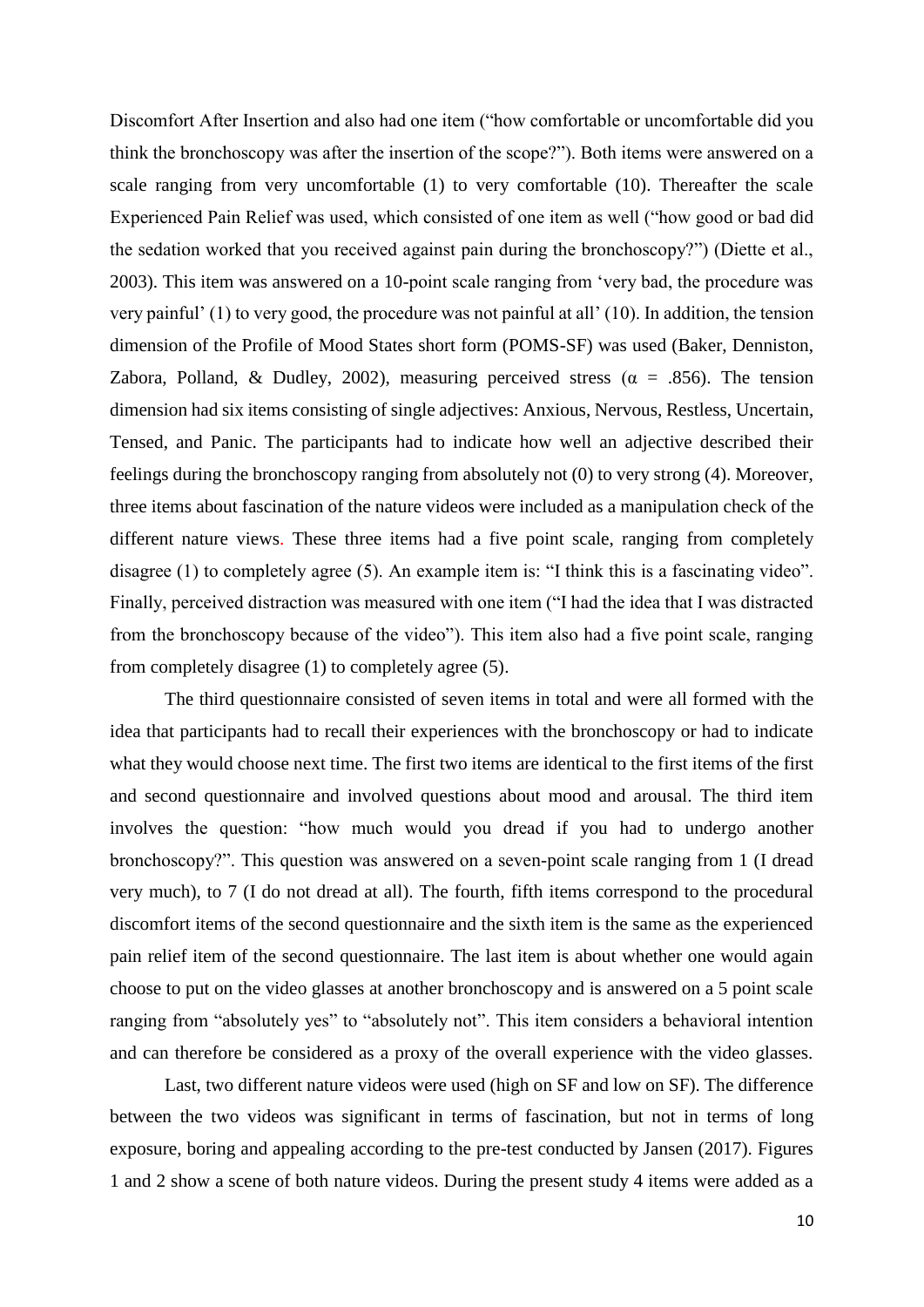Discomfort After Insertion and also had one item ("how comfortable or uncomfortable did you think the bronchoscopy was after the insertion of the scope?"). Both items were answered on a scale ranging from very uncomfortable (1) to very comfortable (10). Thereafter the scale Experienced Pain Relief was used, which consisted of one item as well ("how good or bad did the sedation worked that you received against pain during the bronchoscopy?") (Diette et al., 2003). This item was answered on a 10-point scale ranging from 'very bad, the procedure was very painful' (1) to very good, the procedure was not painful at all' (10). In addition, the tension dimension of the Profile of Mood States short form (POMS-SF) was used (Baker, Denniston, Zabora, Polland, & Dudley, 2002), measuring perceived stress ($\alpha$ = .856). The tension dimension had six items consisting of single adjectives: Anxious, Nervous, Restless, Uncertain, Tensed, and Panic. The participants had to indicate how well an adjective described their feelings during the bronchoscopy ranging from absolutely not (0) to very strong (4). Moreover, three items about fascination of the nature videos were included as a manipulation check of the different nature views. These three items had a five point scale, ranging from completely disagree (1) to completely agree (5). An example item is: "I think this is a fascinating video". Finally, perceived distraction was measured with one item ("I had the idea that I was distracted from the bronchoscopy because of the video"). This item also had a five point scale, ranging from completely disagree (1) to completely agree (5).

The third questionnaire consisted of seven items in total and were all formed with the idea that participants had to recall their experiences with the bronchoscopy or had to indicate what they would choose next time. The first two items are identical to the first items of the first and second questionnaire and involved questions about mood and arousal. The third item involves the question: "how much would you dread if you had to undergo another bronchoscopy?". This question was answered on a seven-point scale ranging from 1 (I dread very much), to 7 (I do not dread at all). The fourth, fifth items correspond to the procedural discomfort items of the second questionnaire and the sixth item is the same as the experienced pain relief item of the second questionnaire. The last item is about whether one would again choose to put on the video glasses at another bronchoscopy and is answered on a 5 point scale ranging from "absolutely yes" to "absolutely not". This item considers a behavioral intention and can therefore be considered as a proxy of the overall experience with the video glasses.

Last, two different nature videos were used (high on SF and low on SF). The difference between the two videos was significant in terms of fascination, but not in terms of long exposure, boring and appealing according to the pre-test conducted by Jansen (2017). Figures 1 and 2 show a scene of both nature videos. During the present study 4 items were added as a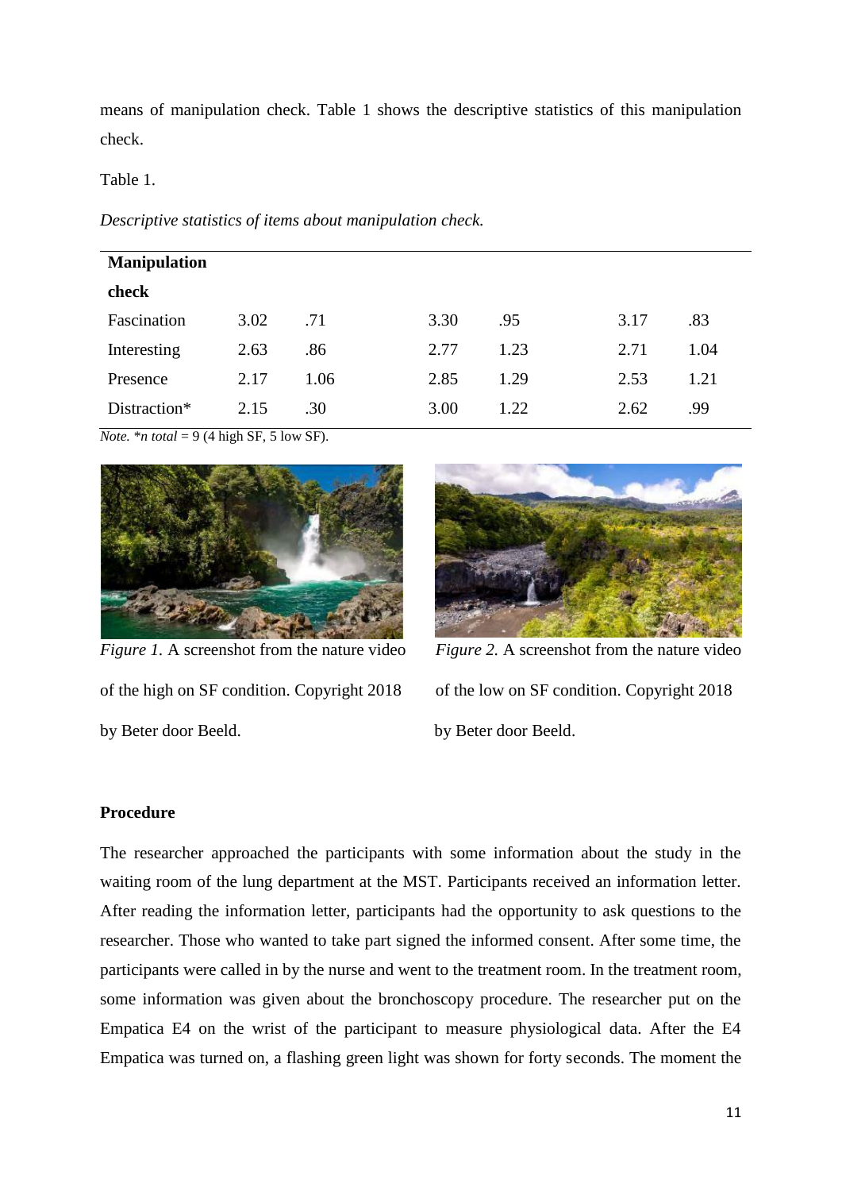means of manipulation check. Table 1 shows the descriptive statistics of this manipulation check.

Table 1.

*Descriptive statistics of items about manipulation check.*

| **Manipulation check** | | | | | | |
|---|---|---|---|---|---|---|
| Fascination | 3.02 | .71 | 3.30 | .95 | 3.17 | .83 |
| Interesting | 2.63 | .86 | 2.77 | 1.23 | 2.71 | 1.04 |
| Presence | 2.17 | 1.06 | 2.85 | 1.29 | 2.53 | 1.21 |
| Distraction* | 2.15 | .30 | 3.00 | 1.22 | 2.62 | .99 |

*Note. *n total* = 9 (4 high SF, 5 low SF).

*Figure 1.* A screenshot from the nature video of the high on SF condition. Copyright 2018 by Beter door Beeld.

*Figure 2.* A screenshot from the nature video of the low on SF condition. Copyright 2018 by Beter door Beeld.

**Procedure**

The researcher approached the participants with some information about the study in the waiting room of the lung department at the MST. Participants received an information letter. After reading the information letter, participants had the opportunity to ask questions to the researcher. Those who wanted to take part signed the informed consent. After some time, the participants were called in by the nurse and went to the treatment room. In the treatment room, some information was given about the bronchoscopy procedure. The researcher put on the Empatica E4 on the wrist of the participant to measure physiological data. After the E4 Empatica was turned on, a flashing green light was shown for forty seconds. The moment the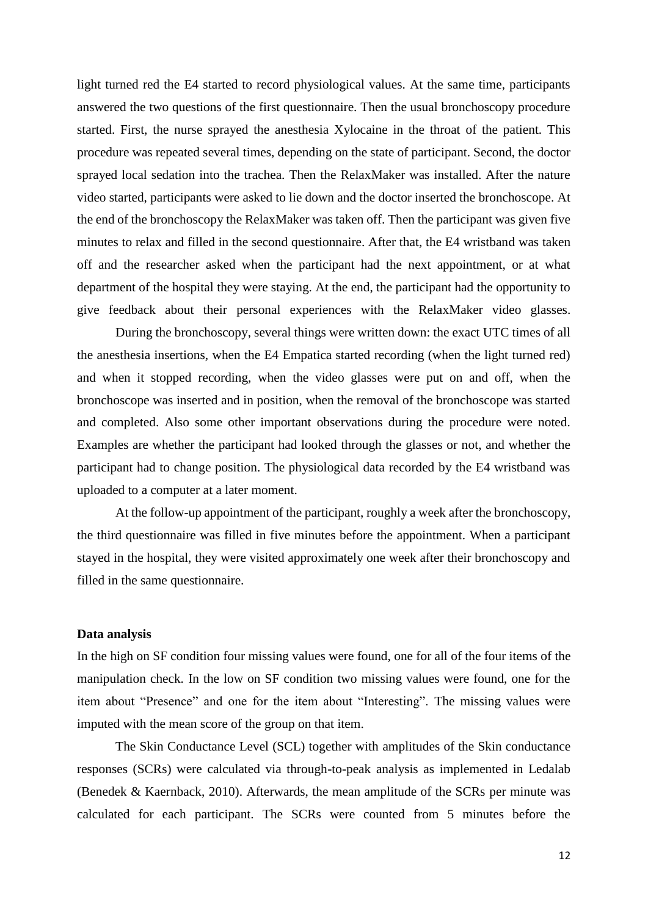light turned red the E4 started to record physiological values. At the same time, participants answered the two questions of the first questionnaire. Then the usual bronchoscopy procedure started. First, the nurse sprayed the anesthesia Xylocaine in the throat of the patient. This procedure was repeated several times, depending on the state of participant. Second, the doctor sprayed local sedation into the trachea. Then the RelaxMaker was installed. After the nature video started, participants were asked to lie down and the doctor inserted the bronchoscope. At the end of the bronchoscopy the RelaxMaker was taken off. Then the participant was given five minutes to relax and filled in the second questionnaire. After that, the E4 wristband was taken off and the researcher asked when the participant had the next appointment, or at what department of the hospital they were staying. At the end, the participant had the opportunity to give feedback about their personal experiences with the RelaxMaker video glasses.

During the bronchoscopy, several things were written down: the exact UTC times of all the anesthesia insertions, when the E4 Empatica started recording (when the light turned red) and when it stopped recording, when the video glasses were put on and off, when the bronchoscope was inserted and in position, when the removal of the bronchoscope was started and completed. Also some other important observations during the procedure were noted. Examples are whether the participant had looked through the glasses or not, and whether the participant had to change position. The physiological data recorded by the E4 wristband was uploaded to a computer at a later moment.

At the follow-up appointment of the participant, roughly a week after the bronchoscopy, the third questionnaire was filled in five minutes before the appointment. When a participant stayed in the hospital, they were visited approximately one week after their bronchoscopy and filled in the same questionnaire.

**Data analysis**

In the high on SF condition four missing values were found, one for all of the four items of the manipulation check. In the low on SF condition two missing values were found, one for the item about "Presence" and one for the item about "Interesting". The missing values were imputed with the mean score of the group on that item.

The Skin Conductance Level (SCL) together with amplitudes of the Skin conductance responses (SCRs) were calculated via through-to-peak analysis as implemented in Ledalab (Benedek & Kaernback, 2010). Afterwards, the mean amplitude of the SCRs per minute was calculated for each participant. The SCRs were counted from 5 minutes before the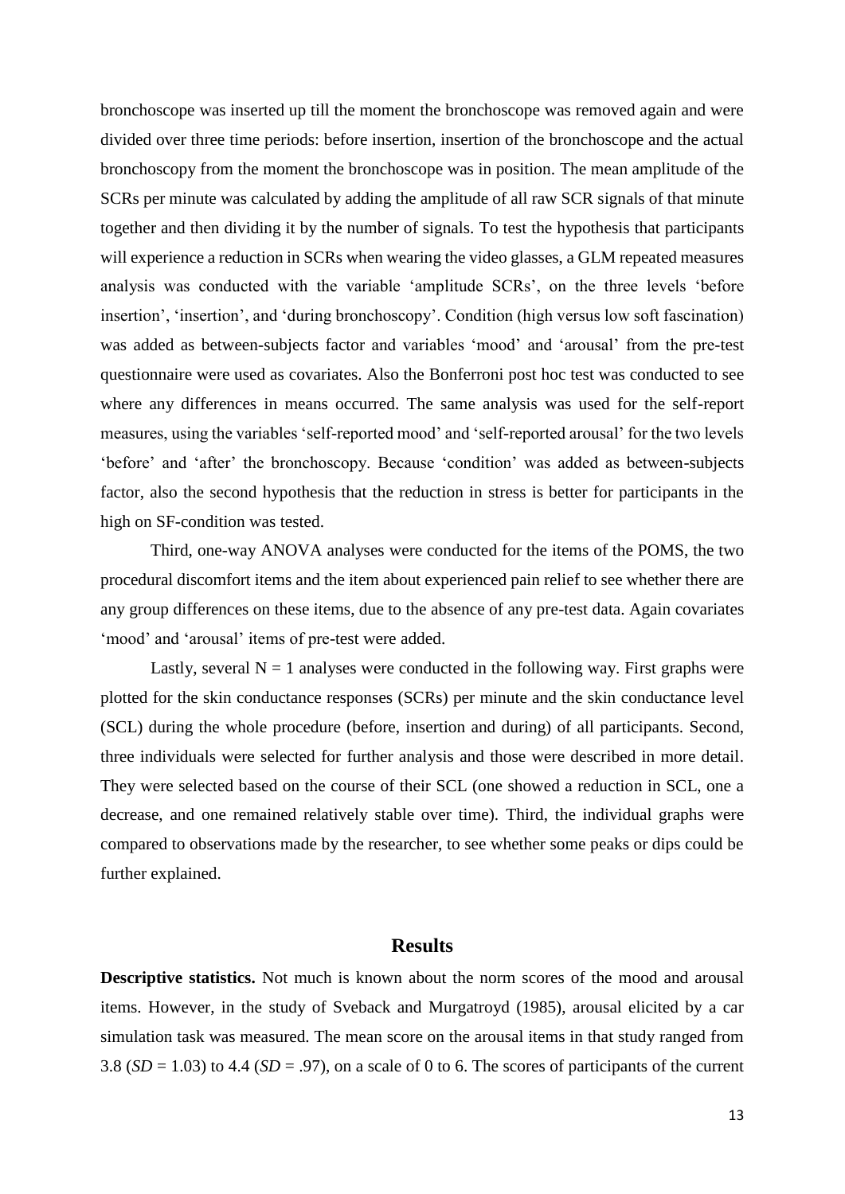bronchoscope was inserted up till the moment the bronchoscope was removed again and were divided over three time periods: before insertion, insertion of the bronchoscope and the actual bronchoscopy from the moment the bronchoscope was in position. The mean amplitude of the SCRs per minute was calculated by adding the amplitude of all raw SCR signals of that minute together and then dividing it by the number of signals. To test the hypothesis that participants will experience a reduction in SCRs when wearing the video glasses, a GLM repeated measures analysis was conducted with the variable 'amplitude SCRs', on the three levels 'before insertion', 'insertion', and 'during bronchoscopy'. Condition (high versus low soft fascination) was added as between-subjects factor and variables 'mood' and 'arousal' from the pre-test questionnaire were used as covariates. Also the Bonferroni post hoc test was conducted to see where any differences in means occurred. The same analysis was used for the self-report measures, using the variables 'self-reported mood' and 'self-reported arousal' for the two levels 'before' and 'after' the bronchoscopy. Because 'condition' was added as between-subjects factor, also the second hypothesis that the reduction in stress is better for participants in the high on SF-condition was tested.

Third, one-way ANOVA analyses were conducted for the items of the POMS, the two procedural discomfort items and the item about experienced pain relief to see whether there are any group differences on these items, due to the absence of any pre-test data. Again covariates 'mood' and 'arousal' items of pre-test were added.

Lastly, several N = 1 analyses were conducted in the following way. First graphs were plotted for the skin conductance responses (SCRs) per minute and the skin conductance level (SCL) during the whole procedure (before, insertion and during) of all participants. Second, three individuals were selected for further analysis and those were described in more detail. They were selected based on the course of their SCL (one showed a reduction in SCL, one a decrease, and one remained relatively stable over time). Third, the individual graphs were compared to observations made by the researcher, to see whether some peaks or dips could be further explained.

## Results

**Descriptive statistics.** Not much is known about the norm scores of the mood and arousal items. However, in the study of Sveback and Murgatroyd (1985), arousal elicited by a car simulation task was measured. The mean score on the arousal items in that study ranged from 3.8 (*SD* = 1.03) to 4.4 (*SD* = .97), on a scale of 0 to 6. The scores of participants of the current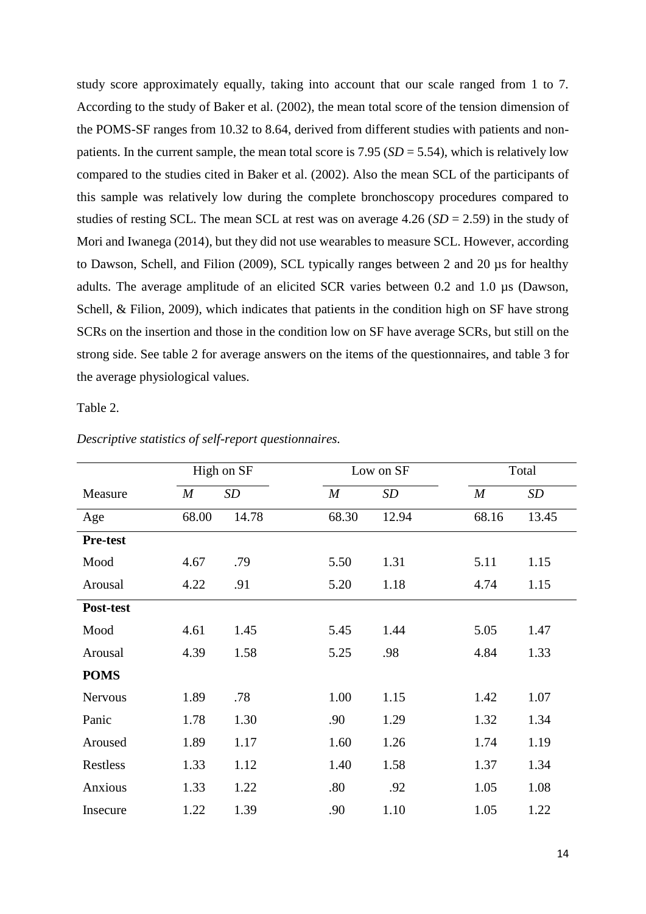study score approximately equally, taking into account that our scale ranged from 1 to 7. According to the study of Baker et al. (2002), the mean total score of the tension dimension of the POMS-SF ranges from 10.32 to 8.64, derived from different studies with patients and non-patients. In the current sample, the mean total score is 7.95 (*SD* = 5.54), which is relatively low compared to the studies cited in Baker et al. (2002). Also the mean SCL of the participants of this sample was relatively low during the complete bronchoscopy procedures compared to studies of resting SCL. The mean SCL at rest was on average 4.26 (*SD* = 2.59) in the study of Mori and Iwanega (2014), but they did not use wearables to measure SCL. However, according to Dawson, Schell, and Filion (2009), SCL typically ranges between 2 and 20 µs for healthy adults. The average amplitude of an elicited SCR varies between 0.2 and 1.0 µs (Dawson, Schell, & Filion, 2009), which indicates that patients in the condition high on SF have strong SCRs on the insertion and those in the condition low on SF have average SCRs, but still on the strong side. See table 2 for average answers on the items of the questionnaires, and table 3 for the average physiological values.

Table 2.

*Descriptive statistics of self-report questionnaires.*

| | High on SF | | Low on SF | | Total | |
|---|---|---|---|---|---|---|
| Measure | *M* | *SD* | *M* | *SD* | *M* | *SD* |
| Age | 68.00 | 14.78 | 68.30 | 12.94 | 68.16 | 13.45 |
| **Pre-test** | | | | | | |
| Mood | 4.67 | .79 | 5.50 | 1.31 | 5.11 | 1.15 |
| Arousal | 4.22 | .91 | 5.20 | 1.18 | 4.74 | 1.15 |
| **Post-test** | | | | | | |
| Mood | 4.61 | 1.45 | 5.45 | 1.44 | 5.05 | 1.47 |
| Arousal | 4.39 | 1.58 | 5.25 | .98 | 4.84 | 1.33 |
| **POMS** | | | | | | |
| Nervous | 1.89 | .78 | 1.00 | 1.15 | 1.42 | 1.07 |
| Panic | 1.78 | 1.30 | .90 | 1.29 | 1.32 | 1.34 |
| Aroused | 1.89 | 1.17 | 1.60 | 1.26 | 1.74 | 1.19 |
| Restless | 1.33 | 1.12 | 1.40 | 1.58 | 1.37 | 1.34 |
| Anxious | 1.33 | 1.22 | .80 | .92 | 1.05 | 1.08 |
| Insecure | 1.22 | 1.39 | .90 | 1.10 | 1.05 | 1.22 |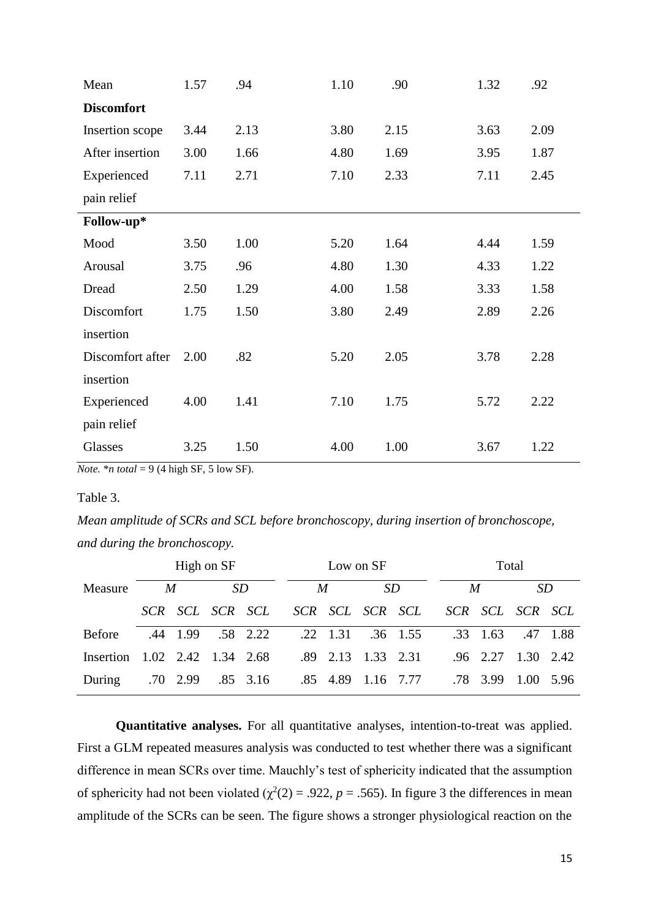| | | | | | | |
|---|---|---|---|---|---|---|
| Mean | 1.57 | .94 | 1.10 | .90 | 1.32 | .92 |
| **Discomfort** | | | | | | |
| Insertion scope | 3.44 | 2.13 | 3.80 | 2.15 | 3.63 | 2.09 |
| After insertion | 3.00 | 1.66 | 4.80 | 1.69 | 3.95 | 1.87 |
| Experienced pain relief | 7.11 | 2.71 | 7.10 | 2.33 | 7.11 | 2.45 |
| **Follow-up*** | | | | | | |
| Mood | 3.50 | 1.00 | 5.20 | 1.64 | 4.44 | 1.59 |
| Arousal | 3.75 | .96 | 4.80 | 1.30 | 4.33 | 1.22 |
| Dread | 2.50 | 1.29 | 4.00 | 1.58 | 3.33 | 1.58 |
| Discomfort insertion | 1.75 | 1.50 | 3.80 | 2.49 | 2.89 | 2.26 |
| Discomfort after insertion | 2.00 | .82 | 5.20 | 2.05 | 3.78 | 2.28 |
| Experienced pain relief | 4.00 | 1.41 | 7.10 | 1.75 | 5.72 | 2.22 |
| Glasses | 3.25 | 1.50 | 4.00 | 1.00 | 3.67 | 1.22 |

*Note.* \**n total* = 9 (4 high SF, 5 low SF).

Table 3.

*Mean amplitude of SCRs and SCL before bronchoscopy, during insertion of bronchoscope, and during the bronchoscopy.*

| | High on SF | | | | Low on SF | | | | Total | | | |
|---|---|---|---|---|---|---|---|---|---|---|---|---|
| Measure | *M* | | *SD* | | *M* | | *SD* | | *M* | | *SD* | |
| | *SCR* | *SCL* | *SCR* | *SCL* | *SCR* | *SCL* | *SCR* | *SCL* | *SCR* | *SCL* | *SCR* | *SCL* |
| Before | .44 | 1.99 | .58 | 2.22 | .22 | 1.31 | .36 | 1.55 | .33 | 1.63 | .47 | 1.88 |
| Insertion | 1.02 | 2.42 | 1.34 | 2.68 | .89 | 2.13 | 1.33 | 2.31 | .96 | 2.27 | 1.30 | 2.42 |
| During | .70 | 2.99 | .85 | 3.16 | .85 | 4.89 | 1.16 | 7.77 | .78 | 3.99 | 1.00 | 5.96 |

**Quantitative analyses.** For all quantitative analyses, intention-to-treat was applied. First a GLM repeated measures analysis was conducted to test whether there was a significant difference in mean SCRs over time. Mauchly's test of sphericity indicated that the assumption of sphericity had not been violated ($\chi^2(2) = .922$, $p = .565$). In figure 3 the differences in mean amplitude of the SCRs can be seen. The figure shows a stronger physiological reaction on the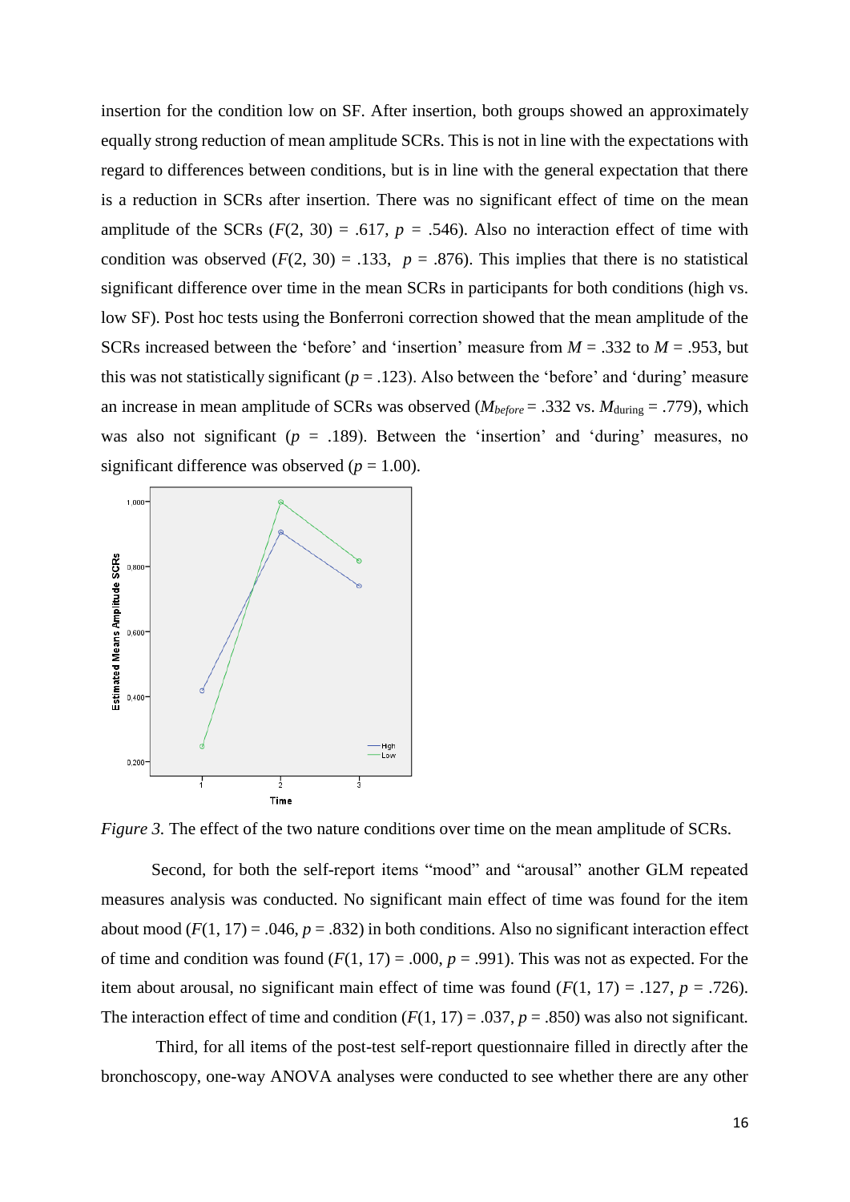insertion for the condition low on SF. After insertion, both groups showed an approximately equally strong reduction of mean amplitude SCRs. This is not in line with the expectations with regard to differences between conditions, but is in line with the general expectation that there is a reduction in SCRs after insertion. There was no significant effect of time on the mean amplitude of the SCRs ($F$(2, 30) = .617, $p$ = .546). Also no interaction effect of time with condition was observed ($F$(2, 30) = .133, $p$ = .876). This implies that there is no statistical significant difference over time in the mean SCRs in participants for both conditions (high vs. low SF). Post hoc tests using the Bonferroni correction showed that the mean amplitude of the SCRs increased between the 'before' and 'insertion' measure from $M$ = .332 to $M$ = .953, but this was not statistically significant ($p$ = .123). Also between the 'before' and 'during' measure an increase in mean amplitude of SCRs was observed ($M_{before}$ = .332 vs. $M_{\text{during}}$ = .779), which was also not significant ($p$ = .189). Between the 'insertion' and 'during' measures, no significant difference was observed ($p$ = 1.00).

*Figure 3.* The effect of the two nature conditions over time on the mean amplitude of SCRs.

Second, for both the self-report items "mood" and "arousal" another GLM repeated measures analysis was conducted. No significant main effect of time was found for the item about mood ($F$(1, 17) = .046, $p$ = .832) in both conditions. Also no significant interaction effect of time and condition was found ($F$(1, 17) = .000, $p$ = .991). This was not as expected. For the item about arousal, no significant main effect of time was found ($F$(1, 17) = .127, $p$ = .726). The interaction effect of time and condition ($F$(1, 17) = .037, $p$ = .850) was also not significant.

Third, for all items of the post-test self-report questionnaire filled in directly after the bronchoscopy, one-way ANOVA analyses were conducted to see whether there are any other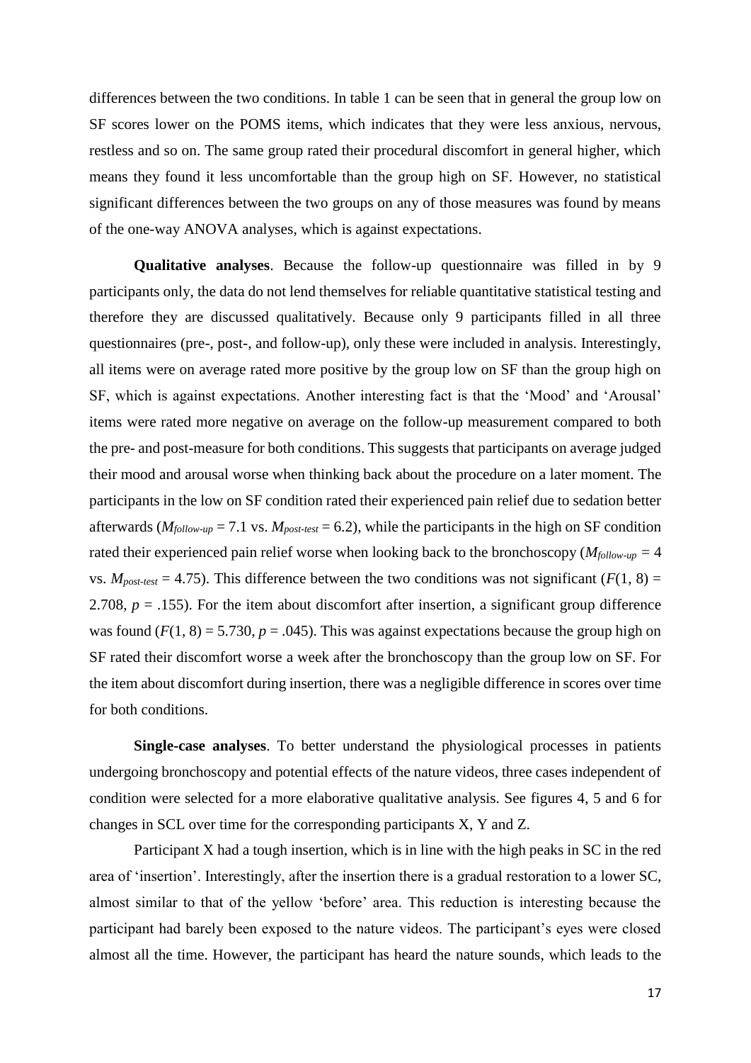differences between the two conditions. In table 1 can be seen that in general the group low on SF scores lower on the POMS items, which indicates that they were less anxious, nervous, restless and so on. The same group rated their procedural discomfort in general higher, which means they found it less uncomfortable than the group high on SF. However, no statistical significant differences between the two groups on any of those measures was found by means of the one-way ANOVA analyses, which is against expectations.

**Qualitative analyses**. Because the follow-up questionnaire was filled in by 9 participants only, the data do not lend themselves for reliable quantitative statistical testing and therefore they are discussed qualitatively. Because only 9 participants filled in all three questionnaires (pre-, post-, and follow-up), only these were included in analysis. Interestingly, all items were on average rated more positive by the group low on SF than the group high on SF, which is against expectations. Another interesting fact is that the 'Mood' and 'Arousal' items were rated more negative on average on the follow-up measurement compared to both the pre- and post-measure for both conditions. This suggests that participants on average judged their mood and arousal worse when thinking back about the procedure on a later moment. The participants in the low on SF condition rated their experienced pain relief due to sedation better afterwards ($M_{follow\text{-}up} = 7.1$ vs. $M_{post\text{-}test} = 6.2$), while the participants in the high on SF condition rated their experienced pain relief worse when looking back to the bronchoscopy ($M_{follow\text{-}up} = 4$ vs. $M_{post\text{-}test} = 4.75$). This difference between the two conditions was not significant ($F(1, 8) = 2.708$, $p = .155$). For the item about discomfort after insertion, a significant group difference was found ($F(1, 8) = 5.730$, $p = .045$). This was against expectations because the group high on SF rated their discomfort worse a week after the bronchoscopy than the group low on SF. For the item about discomfort during insertion, there was a negligible difference in scores over time for both conditions.

**Single-case analyses**. To better understand the physiological processes in patients undergoing bronchoscopy and potential effects of the nature videos, three cases independent of condition were selected for a more elaborative qualitative analysis. See figures 4, 5 and 6 for changes in SCL over time for the corresponding participants X, Y and Z.

Participant X had a tough insertion, which is in line with the high peaks in SC in the red area of 'insertion'. Interestingly, after the insertion there is a gradual restoration to a lower SC, almost similar to that of the yellow 'before' area. This reduction is interesting because the participant had barely been exposed to the nature videos. The participant's eyes were closed almost all the time. However, the participant has heard the nature sounds, which leads to the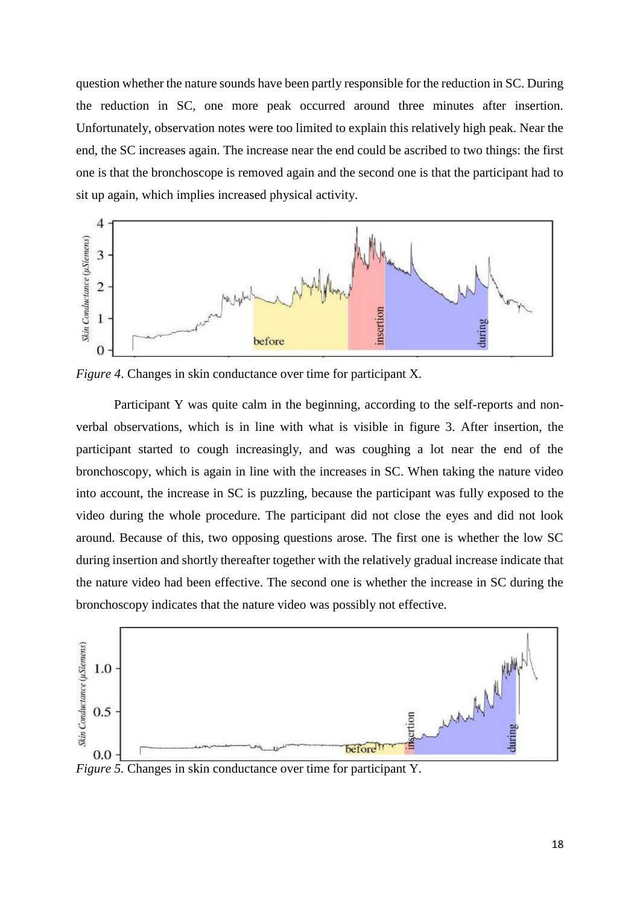question whether the nature sounds have been partly responsible for the reduction in SC. During the reduction in SC, one more peak occurred around three minutes after insertion. Unfortunately, observation notes were too limited to explain this relatively high peak. Near the end, the SC increases again. The increase near the end could be ascribed to two things: the first one is that the bronchoscope is removed again and the second one is that the participant had to sit up again, which implies increased physical activity.

*Figure 4*. Changes in skin conductance over time for participant X.

Participant Y was quite calm in the beginning, according to the self-reports and non-verbal observations, which is in line with what is visible in figure 3. After insertion, the participant started to cough increasingly, and was coughing a lot near the end of the bronchoscopy, which is again in line with the increases in SC. When taking the nature video into account, the increase in SC is puzzling, because the participant was fully exposed to the video during the whole procedure. The participant did not close the eyes and did not look around. Because of this, two opposing questions arose. The first one is whether the low SC during insertion and shortly thereafter together with the relatively gradual increase indicate that the nature video had been effective. The second one is whether the increase in SC during the bronchoscopy indicates that the nature video was possibly not effective.

*Figure 5.* Changes in skin conductance over time for participant Y.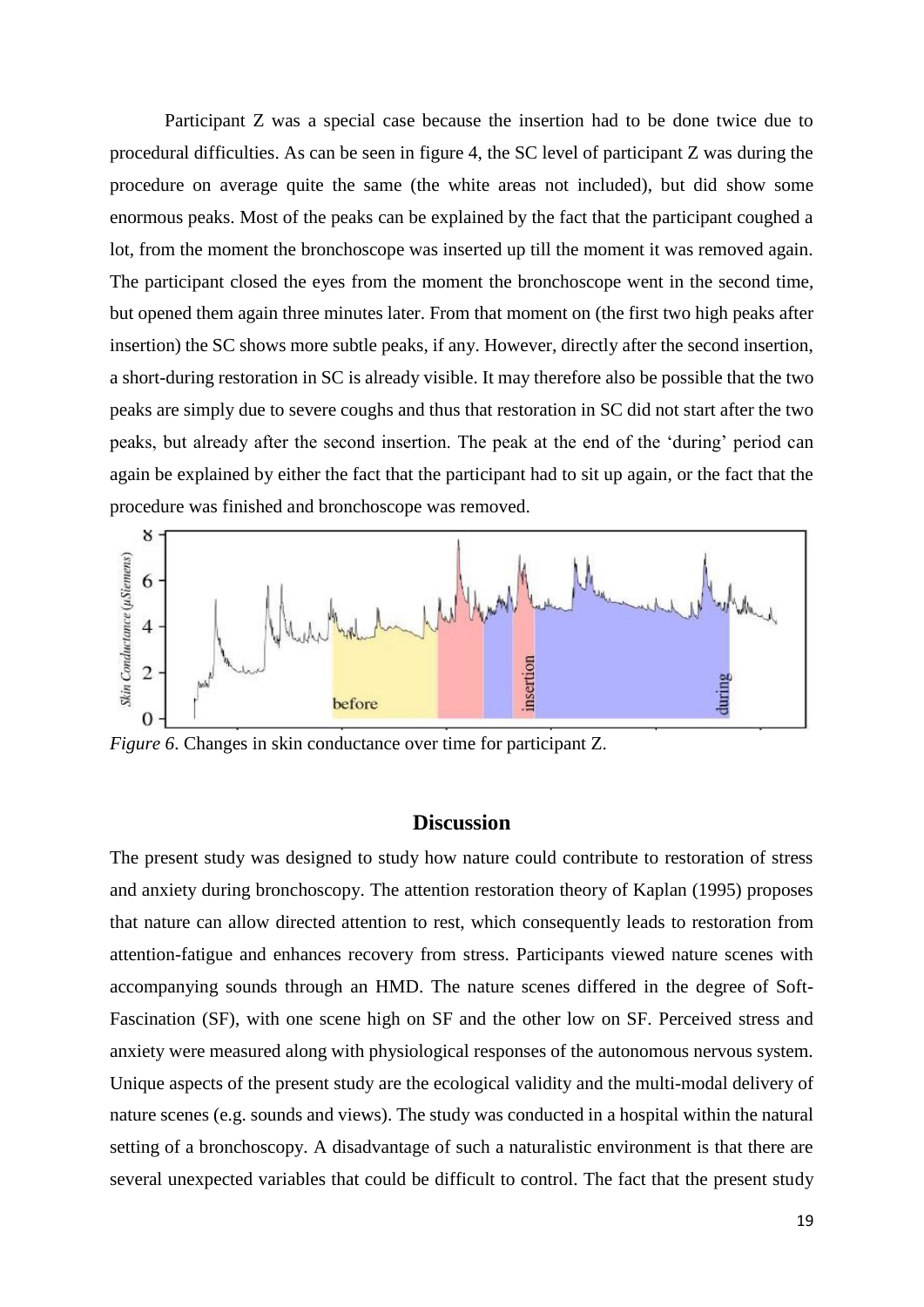Participant Z was a special case because the insertion had to be done twice due to procedural difficulties. As can be seen in figure 4, the SC level of participant Z was during the procedure on average quite the same (the white areas not included), but did show some enormous peaks. Most of the peaks can be explained by the fact that the participant coughed a lot, from the moment the bronchoscope was inserted up till the moment it was removed again. The participant closed the eyes from the moment the bronchoscope went in the second time, but opened them again three minutes later. From that moment on (the first two high peaks after insertion) the SC shows more subtle peaks, if any. However, directly after the second insertion, a short-during restoration in SC is already visible. It may therefore also be possible that the two peaks are simply due to severe coughs and thus that restoration in SC did not start after the two peaks, but already after the second insertion. The peak at the end of the 'during' period can again be explained by either the fact that the participant had to sit up again, or the fact that the procedure was finished and bronchoscope was removed.

*Figure 6*. Changes in skin conductance over time for participant Z.

## Discussion

The present study was designed to study how nature could contribute to restoration of stress and anxiety during bronchoscopy. The attention restoration theory of Kaplan (1995) proposes that nature can allow directed attention to rest, which consequently leads to restoration from attention-fatigue and enhances recovery from stress. Participants viewed nature scenes with accompanying sounds through an HMD. The nature scenes differed in the degree of Soft-Fascination (SF), with one scene high on SF and the other low on SF. Perceived stress and anxiety were measured along with physiological responses of the autonomous nervous system. Unique aspects of the present study are the ecological validity and the multi-modal delivery of nature scenes (e.g. sounds and views). The study was conducted in a hospital within the natural setting of a bronchoscopy. A disadvantage of such a naturalistic environment is that there are several unexpected variables that could be difficult to control. The fact that the present study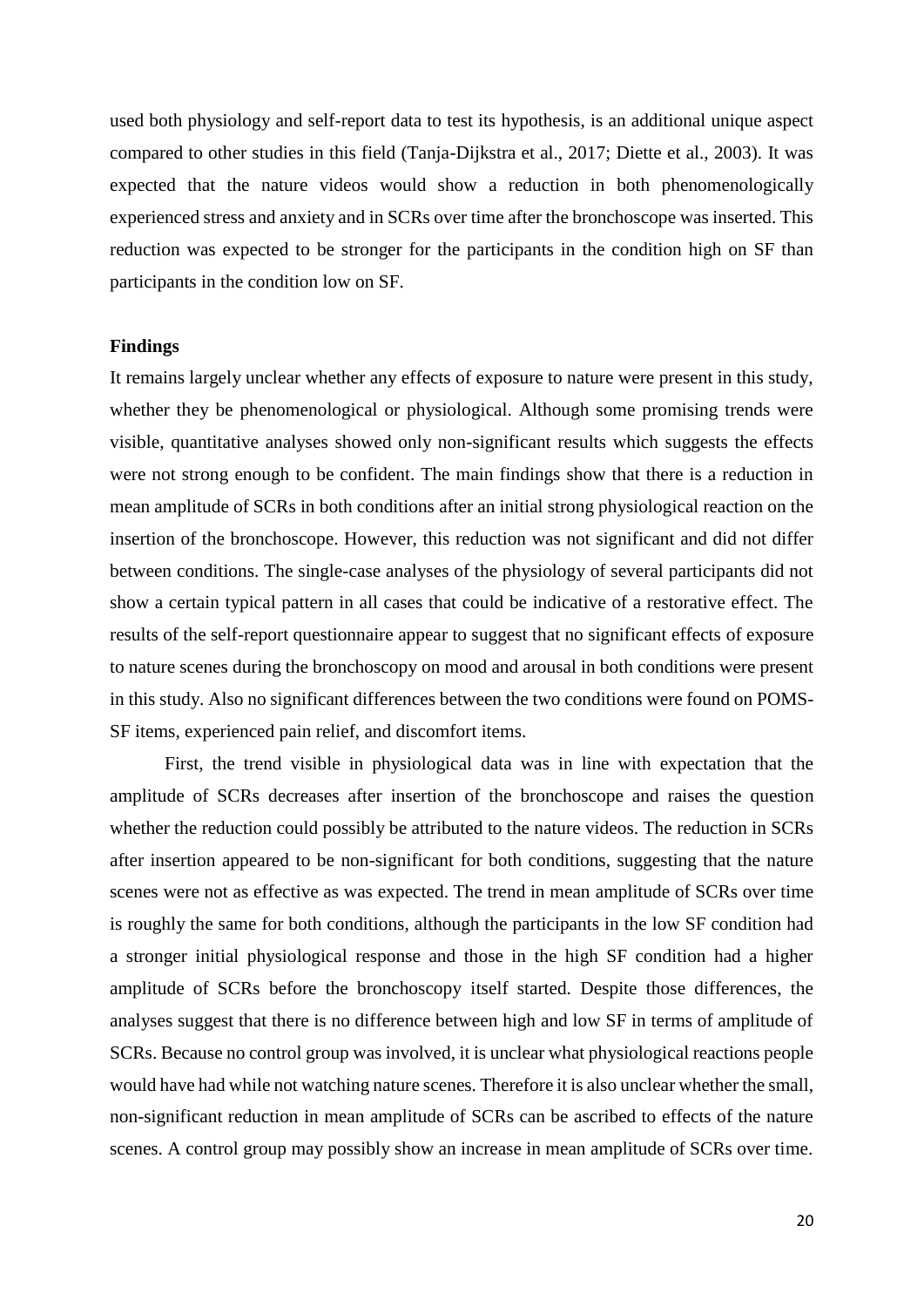used both physiology and self-report data to test its hypothesis, is an additional unique aspect compared to other studies in this field (Tanja-Dijkstra et al., 2017; Diette et al., 2003). It was expected that the nature videos would show a reduction in both phenomenologically experienced stress and anxiety and in SCRs over time after the bronchoscope was inserted. This reduction was expected to be stronger for the participants in the condition high on SF than participants in the condition low on SF.

**Findings**

It remains largely unclear whether any effects of exposure to nature were present in this study, whether they be phenomenological or physiological. Although some promising trends were visible, quantitative analyses showed only non-significant results which suggests the effects were not strong enough to be confident. The main findings show that there is a reduction in mean amplitude of SCRs in both conditions after an initial strong physiological reaction on the insertion of the bronchoscope. However, this reduction was not significant and did not differ between conditions. The single-case analyses of the physiology of several participants did not show a certain typical pattern in all cases that could be indicative of a restorative effect. The results of the self-report questionnaire appear to suggest that no significant effects of exposure to nature scenes during the bronchoscopy on mood and arousal in both conditions were present in this study. Also no significant differences between the two conditions were found on POMS-SF items, experienced pain relief, and discomfort items.

First, the trend visible in physiological data was in line with expectation that the amplitude of SCRs decreases after insertion of the bronchoscope and raises the question whether the reduction could possibly be attributed to the nature videos. The reduction in SCRs after insertion appeared to be non-significant for both conditions, suggesting that the nature scenes were not as effective as was expected. The trend in mean amplitude of SCRs over time is roughly the same for both conditions, although the participants in the low SF condition had a stronger initial physiological response and those in the high SF condition had a higher amplitude of SCRs before the bronchoscopy itself started. Despite those differences, the analyses suggest that there is no difference between high and low SF in terms of amplitude of SCRs. Because no control group was involved, it is unclear what physiological reactions people would have had while not watching nature scenes. Therefore it is also unclear whether the small, non-significant reduction in mean amplitude of SCRs can be ascribed to effects of the nature scenes. A control group may possibly show an increase in mean amplitude of SCRs over time.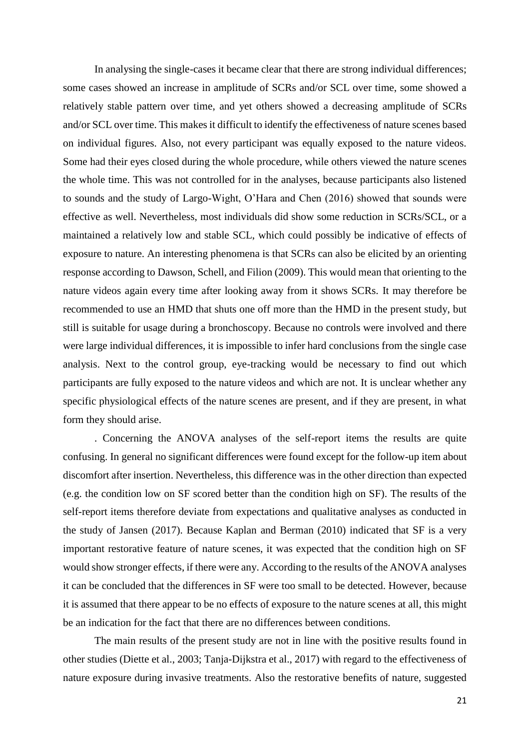In analysing the single-cases it became clear that there are strong individual differences; some cases showed an increase in amplitude of SCRs and/or SCL over time, some showed a relatively stable pattern over time, and yet others showed a decreasing amplitude of SCRs and/or SCL over time. This makes it difficult to identify the effectiveness of nature scenes based on individual figures. Also, not every participant was equally exposed to the nature videos. Some had their eyes closed during the whole procedure, while others viewed the nature scenes the whole time. This was not controlled for in the analyses, because participants also listened to sounds and the study of Largo-Wight, O'Hara and Chen (2016) showed that sounds were effective as well. Nevertheless, most individuals did show some reduction in SCRs/SCL, or a maintained a relatively low and stable SCL, which could possibly be indicative of effects of exposure to nature. An interesting phenomena is that SCRs can also be elicited by an orienting response according to Dawson, Schell, and Filion (2009). This would mean that orienting to the nature videos again every time after looking away from it shows SCRs. It may therefore be recommended to use an HMD that shuts one off more than the HMD in the present study, but still is suitable for usage during a bronchoscopy. Because no controls were involved and there were large individual differences, it is impossible to infer hard conclusions from the single case analysis. Next to the control group, eye-tracking would be necessary to find out which participants are fully exposed to the nature videos and which are not. It is unclear whether any specific physiological effects of the nature scenes are present, and if they are present, in what form they should arise.

. Concerning the ANOVA analyses of the self-report items the results are quite confusing. In general no significant differences were found except for the follow-up item about discomfort after insertion. Nevertheless, this difference was in the other direction than expected (e.g. the condition low on SF scored better than the condition high on SF). The results of the self-report items therefore deviate from expectations and qualitative analyses as conducted in the study of Jansen (2017). Because Kaplan and Berman (2010) indicated that SF is a very important restorative feature of nature scenes, it was expected that the condition high on SF would show stronger effects, if there were any. According to the results of the ANOVA analyses it can be concluded that the differences in SF were too small to be detected. However, because it is assumed that there appear to be no effects of exposure to the nature scenes at all, this might be an indication for the fact that there are no differences between conditions.

The main results of the present study are not in line with the positive results found in other studies (Diette et al., 2003; Tanja-Dijkstra et al., 2017) with regard to the effectiveness of nature exposure during invasive treatments. Also the restorative benefits of nature, suggested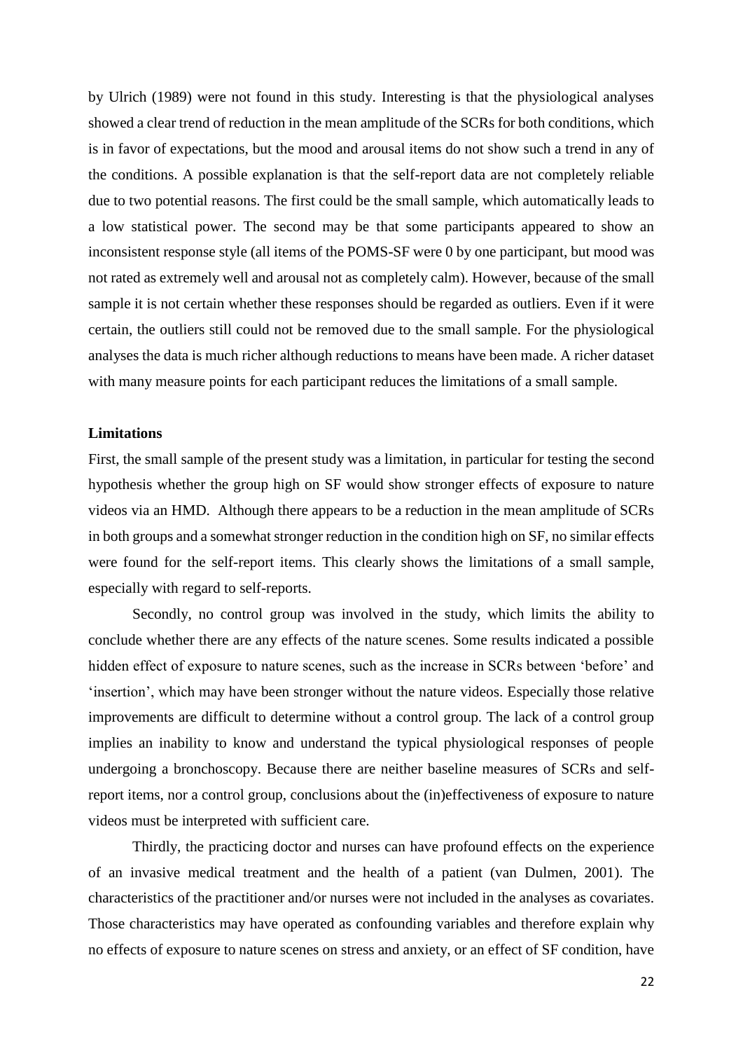by Ulrich (1989) were not found in this study. Interesting is that the physiological analyses showed a clear trend of reduction in the mean amplitude of the SCRs for both conditions, which is in favor of expectations, but the mood and arousal items do not show such a trend in any of the conditions. A possible explanation is that the self-report data are not completely reliable due to two potential reasons. The first could be the small sample, which automatically leads to a low statistical power. The second may be that some participants appeared to show an inconsistent response style (all items of the POMS-SF were 0 by one participant, but mood was not rated as extremely well and arousal not as completely calm). However, because of the small sample it is not certain whether these responses should be regarded as outliers. Even if it were certain, the outliers still could not be removed due to the small sample. For the physiological analyses the data is much richer although reductions to means have been made. A richer dataset with many measure points for each participant reduces the limitations of a small sample.

**Limitations**

First, the small sample of the present study was a limitation, in particular for testing the second hypothesis whether the group high on SF would show stronger effects of exposure to nature videos via an HMD. Although there appears to be a reduction in the mean amplitude of SCRs in both groups and a somewhat stronger reduction in the condition high on SF, no similar effects were found for the self-report items. This clearly shows the limitations of a small sample, especially with regard to self-reports.

Secondly, no control group was involved in the study, which limits the ability to conclude whether there are any effects of the nature scenes. Some results indicated a possible hidden effect of exposure to nature scenes, such as the increase in SCRs between 'before' and 'insertion', which may have been stronger without the nature videos. Especially those relative improvements are difficult to determine without a control group. The lack of a control group implies an inability to know and understand the typical physiological responses of people undergoing a bronchoscopy. Because there are neither baseline measures of SCRs and self-report items, nor a control group, conclusions about the (in)effectiveness of exposure to nature videos must be interpreted with sufficient care.

Thirdly, the practicing doctor and nurses can have profound effects on the experience of an invasive medical treatment and the health of a patient (van Dulmen, 2001). The characteristics of the practitioner and/or nurses were not included in the analyses as covariates. Those characteristics may have operated as confounding variables and therefore explain why no effects of exposure to nature scenes on stress and anxiety, or an effect of SF condition, have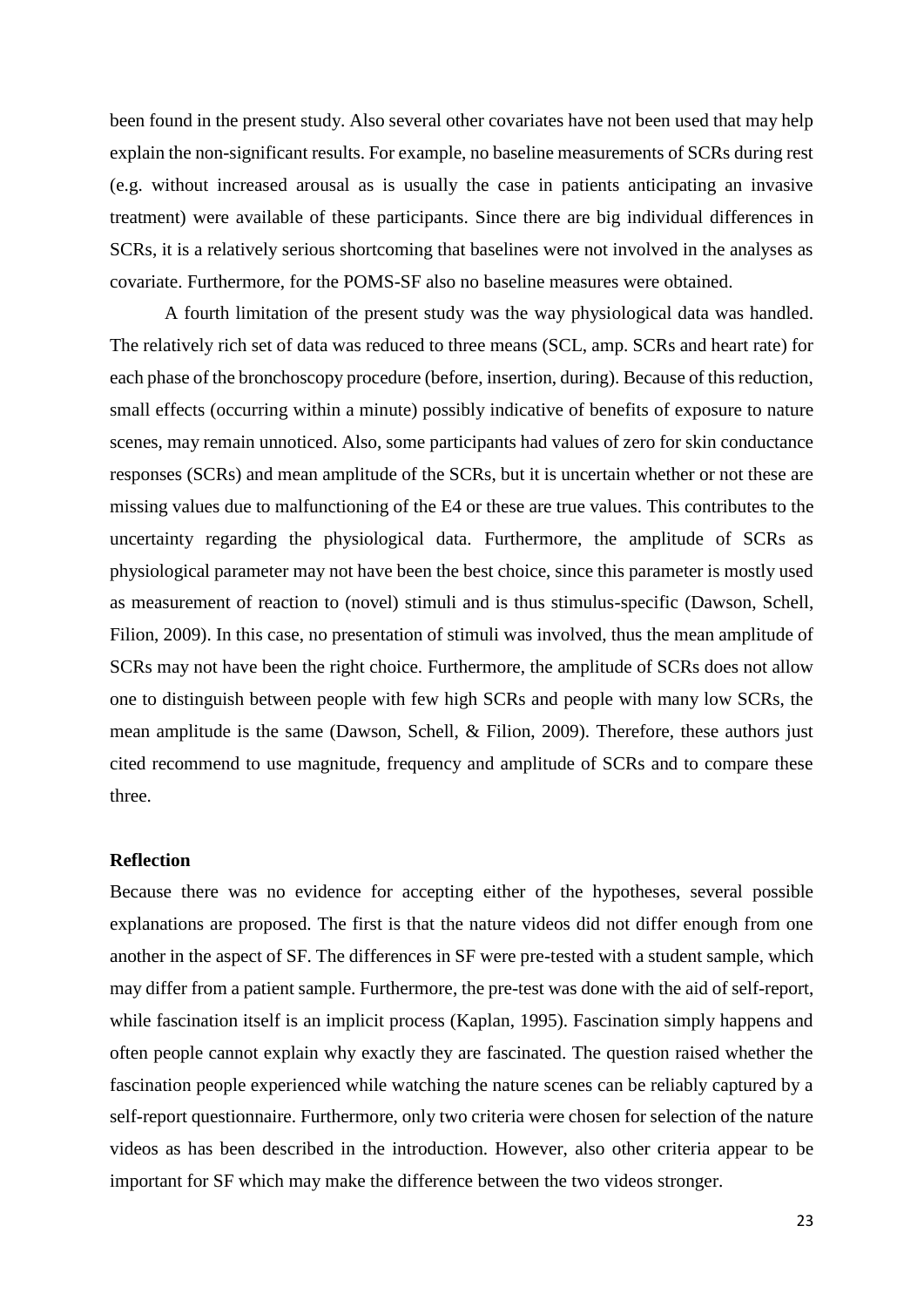been found in the present study. Also several other covariates have not been used that may help explain the non-significant results. For example, no baseline measurements of SCRs during rest (e.g. without increased arousal as is usually the case in patients anticipating an invasive treatment) were available of these participants. Since there are big individual differences in SCRs, it is a relatively serious shortcoming that baselines were not involved in the analyses as covariate. Furthermore, for the POMS-SF also no baseline measures were obtained.

A fourth limitation of the present study was the way physiological data was handled. The relatively rich set of data was reduced to three means (SCL, amp. SCRs and heart rate) for each phase of the bronchoscopy procedure (before, insertion, during). Because of this reduction, small effects (occurring within a minute) possibly indicative of benefits of exposure to nature scenes, may remain unnoticed. Also, some participants had values of zero for skin conductance responses (SCRs) and mean amplitude of the SCRs, but it is uncertain whether or not these are missing values due to malfunctioning of the E4 or these are true values. This contributes to the uncertainty regarding the physiological data. Furthermore, the amplitude of SCRs as physiological parameter may not have been the best choice, since this parameter is mostly used as measurement of reaction to (novel) stimuli and is thus stimulus-specific (Dawson, Schell, Filion, 2009). In this case, no presentation of stimuli was involved, thus the mean amplitude of SCRs may not have been the right choice. Furthermore, the amplitude of SCRs does not allow one to distinguish between people with few high SCRs and people with many low SCRs, the mean amplitude is the same (Dawson, Schell, & Filion, 2009). Therefore, these authors just cited recommend to use magnitude, frequency and amplitude of SCRs and to compare these three.

### Reflection

Because there was no evidence for accepting either of the hypotheses, several possible explanations are proposed. The first is that the nature videos did not differ enough from one another in the aspect of SF. The differences in SF were pre-tested with a student sample, which may differ from a patient sample. Furthermore, the pre-test was done with the aid of self-report, while fascination itself is an implicit process (Kaplan, 1995). Fascination simply happens and often people cannot explain why exactly they are fascinated. The question raised whether the fascination people experienced while watching the nature scenes can be reliably captured by a self-report questionnaire. Furthermore, only two criteria were chosen for selection of the nature videos as has been described in the introduction. However, also other criteria appear to be important for SF which may make the difference between the two videos stronger.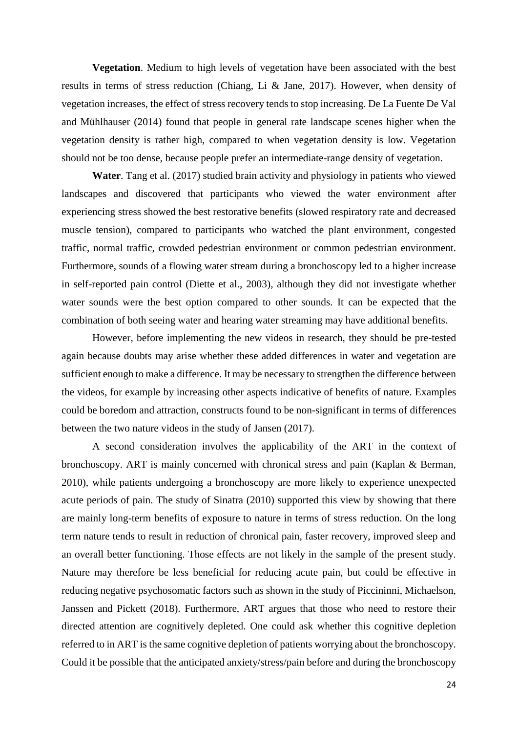**Vegetation**. Medium to high levels of vegetation have been associated with the best results in terms of stress reduction (Chiang, Li & Jane, 2017). However, when density of vegetation increases, the effect of stress recovery tends to stop increasing. De La Fuente De Val and Mühlhauser (2014) found that people in general rate landscape scenes higher when the vegetation density is rather high, compared to when vegetation density is low. Vegetation should not be too dense, because people prefer an intermediate-range density of vegetation.

**Water**. Tang et al. (2017) studied brain activity and physiology in patients who viewed landscapes and discovered that participants who viewed the water environment after experiencing stress showed the best restorative benefits (slowed respiratory rate and decreased muscle tension), compared to participants who watched the plant environment, congested traffic, normal traffic, crowded pedestrian environment or common pedestrian environment. Furthermore, sounds of a flowing water stream during a bronchoscopy led to a higher increase in self-reported pain control (Diette et al., 2003), although they did not investigate whether water sounds were the best option compared to other sounds. It can be expected that the combination of both seeing water and hearing water streaming may have additional benefits.

However, before implementing the new videos in research, they should be pre-tested again because doubts may arise whether these added differences in water and vegetation are sufficient enough to make a difference. It may be necessary to strengthen the difference between the videos, for example by increasing other aspects indicative of benefits of nature. Examples could be boredom and attraction, constructs found to be non-significant in terms of differences between the two nature videos in the study of Jansen (2017).

A second consideration involves the applicability of the ART in the context of bronchoscopy. ART is mainly concerned with chronical stress and pain (Kaplan & Berman, 2010), while patients undergoing a bronchoscopy are more likely to experience unexpected acute periods of pain. The study of Sinatra (2010) supported this view by showing that there are mainly long-term benefits of exposure to nature in terms of stress reduction. On the long term nature tends to result in reduction of chronical pain, faster recovery, improved sleep and an overall better functioning. Those effects are not likely in the sample of the present study. Nature may therefore be less beneficial for reducing acute pain, but could be effective in reducing negative psychosomatic factors such as shown in the study of Piccininni, Michaelson, Janssen and Pickett (2018). Furthermore, ART argues that those who need to restore their directed attention are cognitively depleted. One could ask whether this cognitive depletion referred to in ART is the same cognitive depletion of patients worrying about the bronchoscopy. Could it be possible that the anticipated anxiety/stress/pain before and during the bronchoscopy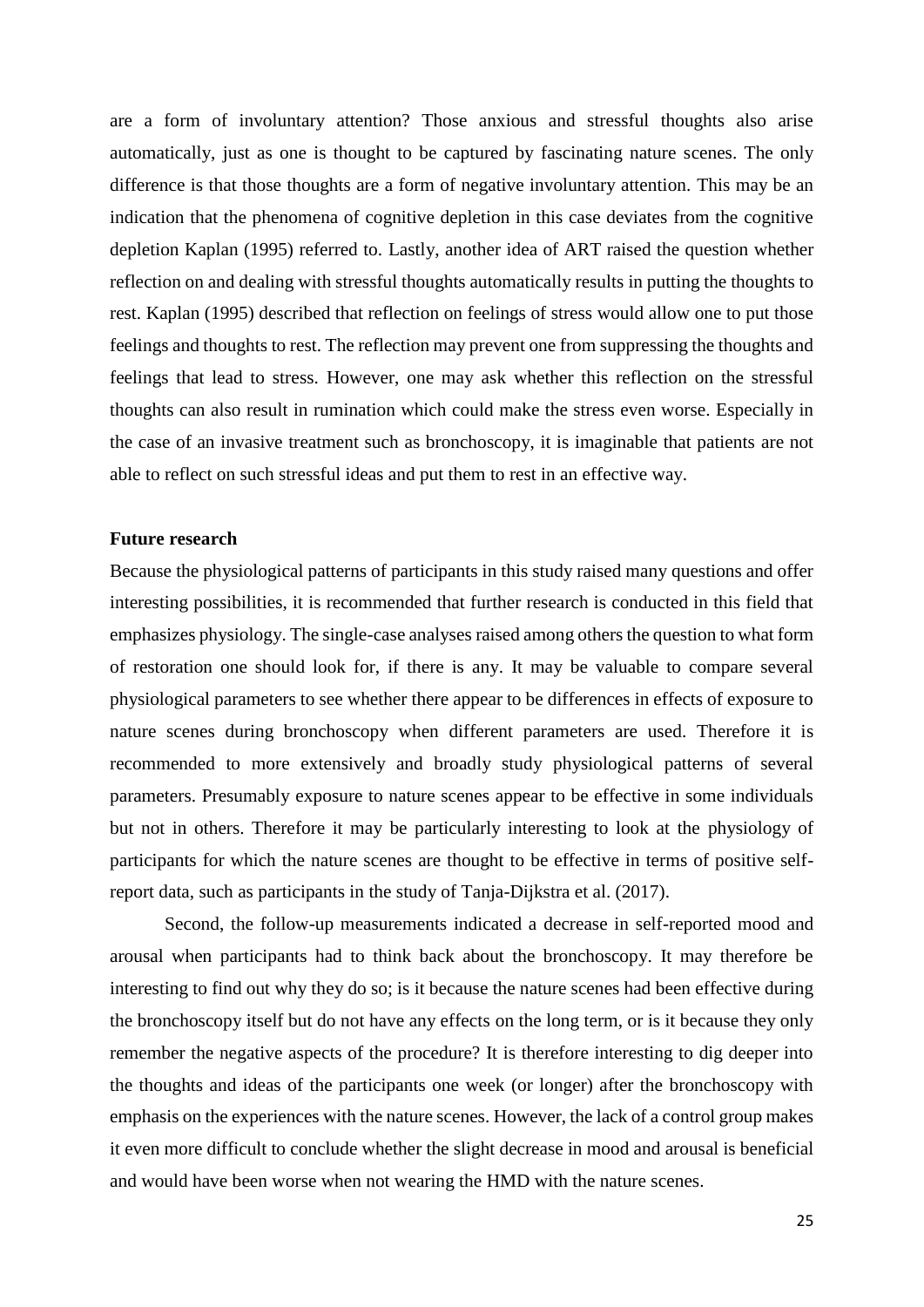are a form of involuntary attention? Those anxious and stressful thoughts also arise automatically, just as one is thought to be captured by fascinating nature scenes. The only difference is that those thoughts are a form of negative involuntary attention. This may be an indication that the phenomena of cognitive depletion in this case deviates from the cognitive depletion Kaplan (1995) referred to. Lastly, another idea of ART raised the question whether reflection on and dealing with stressful thoughts automatically results in putting the thoughts to rest. Kaplan (1995) described that reflection on feelings of stress would allow one to put those feelings and thoughts to rest. The reflection may prevent one from suppressing the thoughts and feelings that lead to stress. However, one may ask whether this reflection on the stressful thoughts can also result in rumination which could make the stress even worse. Especially in the case of an invasive treatment such as bronchoscopy, it is imaginable that patients are not able to reflect on such stressful ideas and put them to rest in an effective way.

**Future research**

Because the physiological patterns of participants in this study raised many questions and offer interesting possibilities, it is recommended that further research is conducted in this field that emphasizes physiology. The single-case analyses raised among others the question to what form of restoration one should look for, if there is any. It may be valuable to compare several physiological parameters to see whether there appear to be differences in effects of exposure to nature scenes during bronchoscopy when different parameters are used. Therefore it is recommended to more extensively and broadly study physiological patterns of several parameters. Presumably exposure to nature scenes appear to be effective in some individuals but not in others. Therefore it may be particularly interesting to look at the physiology of participants for which the nature scenes are thought to be effective in terms of positive self-report data, such as participants in the study of Tanja-Dijkstra et al. (2017).

Second, the follow-up measurements indicated a decrease in self-reported mood and arousal when participants had to think back about the bronchoscopy. It may therefore be interesting to find out why they do so; is it because the nature scenes had been effective during the bronchoscopy itself but do not have any effects on the long term, or is it because they only remember the negative aspects of the procedure? It is therefore interesting to dig deeper into the thoughts and ideas of the participants one week (or longer) after the bronchoscopy with emphasis on the experiences with the nature scenes. However, the lack of a control group makes it even more difficult to conclude whether the slight decrease in mood and arousal is beneficial and would have been worse when not wearing the HMD with the nature scenes.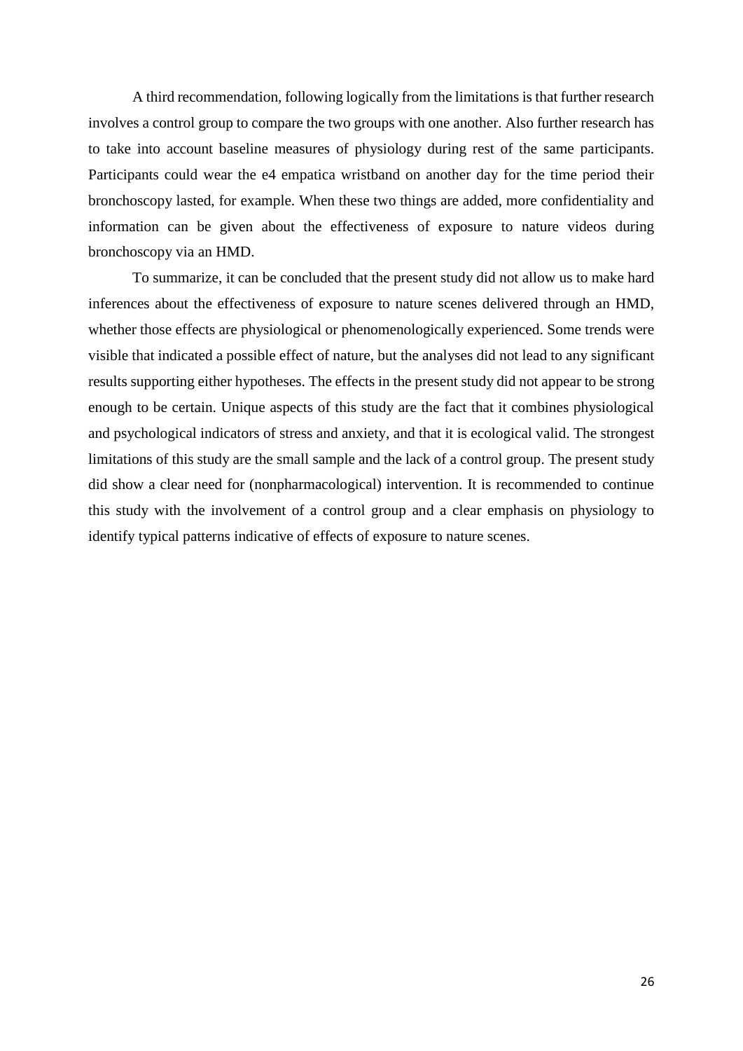A third recommendation, following logically from the limitations is that further research involves a control group to compare the two groups with one another. Also further research has to take into account baseline measures of physiology during rest of the same participants. Participants could wear the e4 empatica wristband on another day for the time period their bronchoscopy lasted, for example. When these two things are added, more confidentiality and information can be given about the effectiveness of exposure to nature videos during bronchoscopy via an HMD.

To summarize, it can be concluded that the present study did not allow us to make hard inferences about the effectiveness of exposure to nature scenes delivered through an HMD, whether those effects are physiological or phenomenologically experienced. Some trends were visible that indicated a possible effect of nature, but the analyses did not lead to any significant results supporting either hypotheses. The effects in the present study did not appear to be strong enough to be certain. Unique aspects of this study are the fact that it combines physiological and psychological indicators of stress and anxiety, and that it is ecological valid. The strongest limitations of this study are the small sample and the lack of a control group. The present study did show a clear need for (nonpharmacological) intervention. It is recommended to continue this study with the involvement of a control group and a clear emphasis on physiology to identify typical patterns indicative of effects of exposure to nature scenes.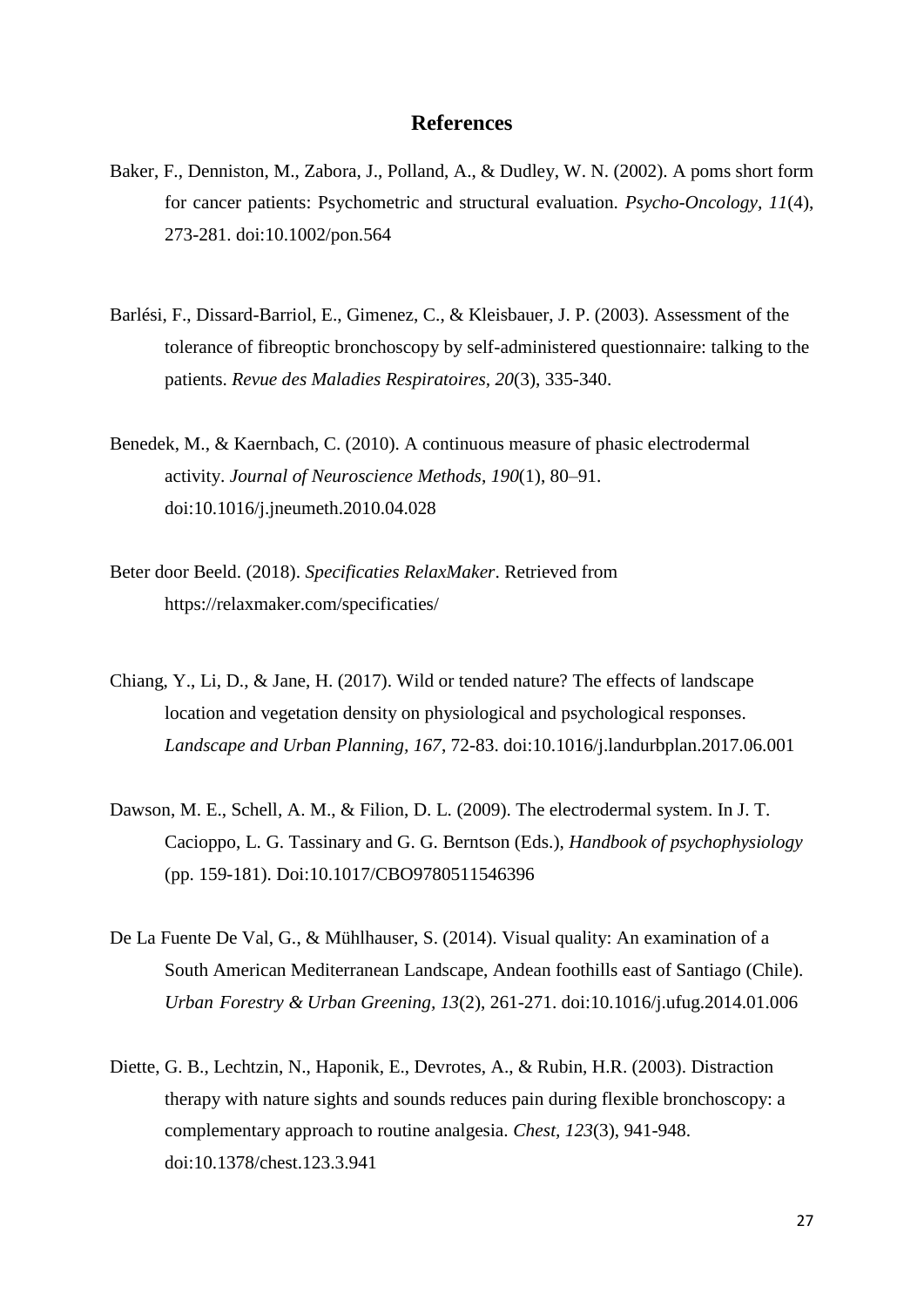## References

Baker, F., Denniston, M., Zabora, J., Polland, A., & Dudley, W. N. (2002). A poms short form for cancer patients: Psychometric and structural evaluation. *Psycho-Oncology, 11*(4), 273-281. doi:10.1002/pon.564

Barlési, F., Dissard-Barriol, E., Gimenez, C., & Kleisbauer, J. P. (2003). Assessment of the tolerance of fibreoptic bronchoscopy by self-administered questionnaire: talking to the patients. *Revue des Maladies Respiratoires, 20*(3), 335-340.

Benedek, M., & Kaernbach, C. (2010). A continuous measure of phasic electrodermal activity. *Journal of Neuroscience Methods*, *190*(1), 80–91. doi:10.1016/j.jneumeth.2010.04.028

Beter door Beeld. (2018). *Specificaties RelaxMaker*. Retrieved from https://relaxmaker.com/specificaties/

Chiang, Y., Li, D., & Jane, H. (2017). Wild or tended nature? The effects of landscape location and vegetation density on physiological and psychological responses. *Landscape and Urban Planning, 167*, 72-83. doi:10.1016/j.landurbplan.2017.06.001

Dawson, M. E., Schell, A. M., & Filion, D. L. (2009). The electrodermal system. In J. T. Cacioppo, L. G. Tassinary and G. G. Berntson (Eds.), *Handbook of psychophysiology* (pp. 159-181). Doi:10.1017/CBO9780511546396

De La Fuente De Val, G., & Mühlhauser, S. (2014). Visual quality: An examination of a South American Mediterranean Landscape, Andean foothills east of Santiago (Chile). *Urban Forestry & Urban Greening, 13*(2), 261-271. doi:10.1016/j.ufug.2014.01.006

Diette, G. B., Lechtzin, N., Haponik, E., Devrotes, A., & Rubin, H.R. (2003). Distraction therapy with nature sights and sounds reduces pain during flexible bronchoscopy: a complementary approach to routine analgesia. *Chest, 123*(3), 941-948. doi:10.1378/chest.123.3.941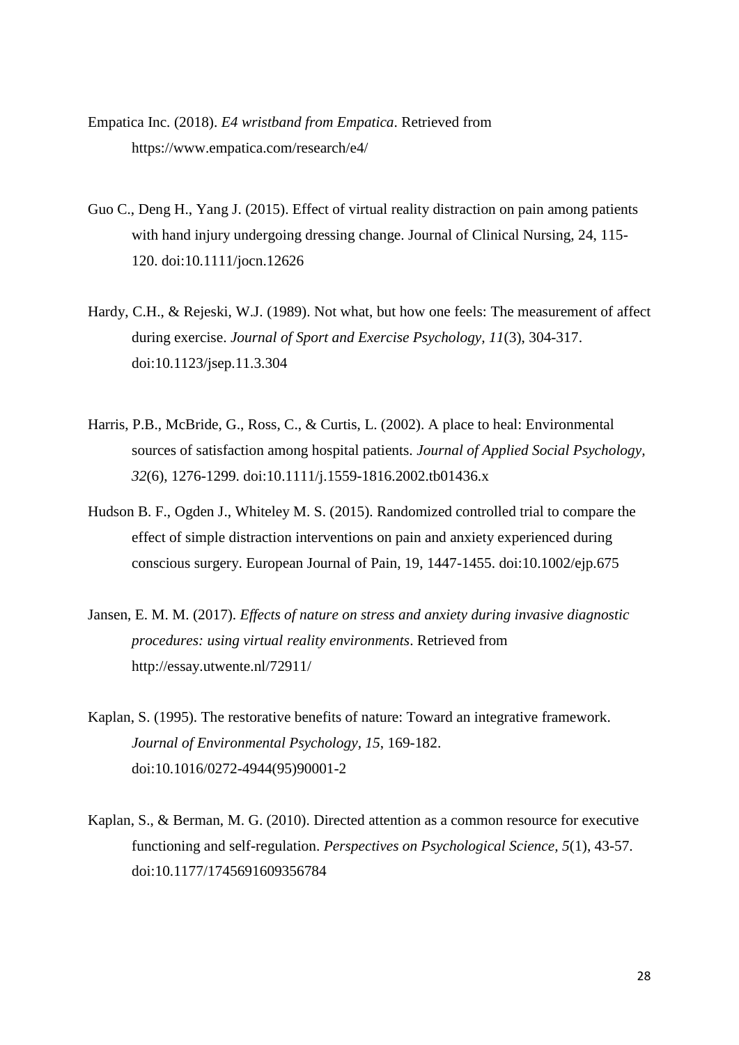Empatica Inc. (2018). *E4 wristband from Empatica*. Retrieved from https://www.empatica.com/research/e4/

Guo C., Deng H., Yang J. (2015). Effect of virtual reality distraction on pain among patients with hand injury undergoing dressing change. Journal of Clinical Nursing, 24, 115-120. doi:10.1111/jocn.12626

Hardy, C.H., & Rejeski, W.J. (1989). Not what, but how one feels: The measurement of affect during exercise. *Journal of Sport and Exercise Psychology, 11*(3), 304-317. doi:10.1123/jsep.11.3.304

Harris, P.B., McBride, G., Ross, C., & Curtis, L. (2002). A place to heal: Environmental sources of satisfaction among hospital patients. *Journal of Applied Social Psychology, 32*(6), 1276-1299. doi:10.1111/j.1559-1816.2002.tb01436.x

Hudson B. F., Ogden J., Whiteley M. S. (2015). Randomized controlled trial to compare the effect of simple distraction interventions on pain and anxiety experienced during conscious surgery. European Journal of Pain, 19, 1447-1455. doi:10.1002/ejp.675

Jansen, E. M. M. (2017). *Effects of nature on stress and anxiety during invasive diagnostic procedures: using virtual reality environments*. Retrieved from http://essay.utwente.nl/72911/

Kaplan, S. (1995). The restorative benefits of nature: Toward an integrative framework. *Journal of Environmental Psychology, 15*, 169-182. doi:10.1016/0272-4944(95)90001-2

Kaplan, S., & Berman, M. G. (2010). Directed attention as a common resource for executive functioning and self-regulation. *Perspectives on Psychological Science, 5*(1), 43-57. doi:10.1177/1745691609356784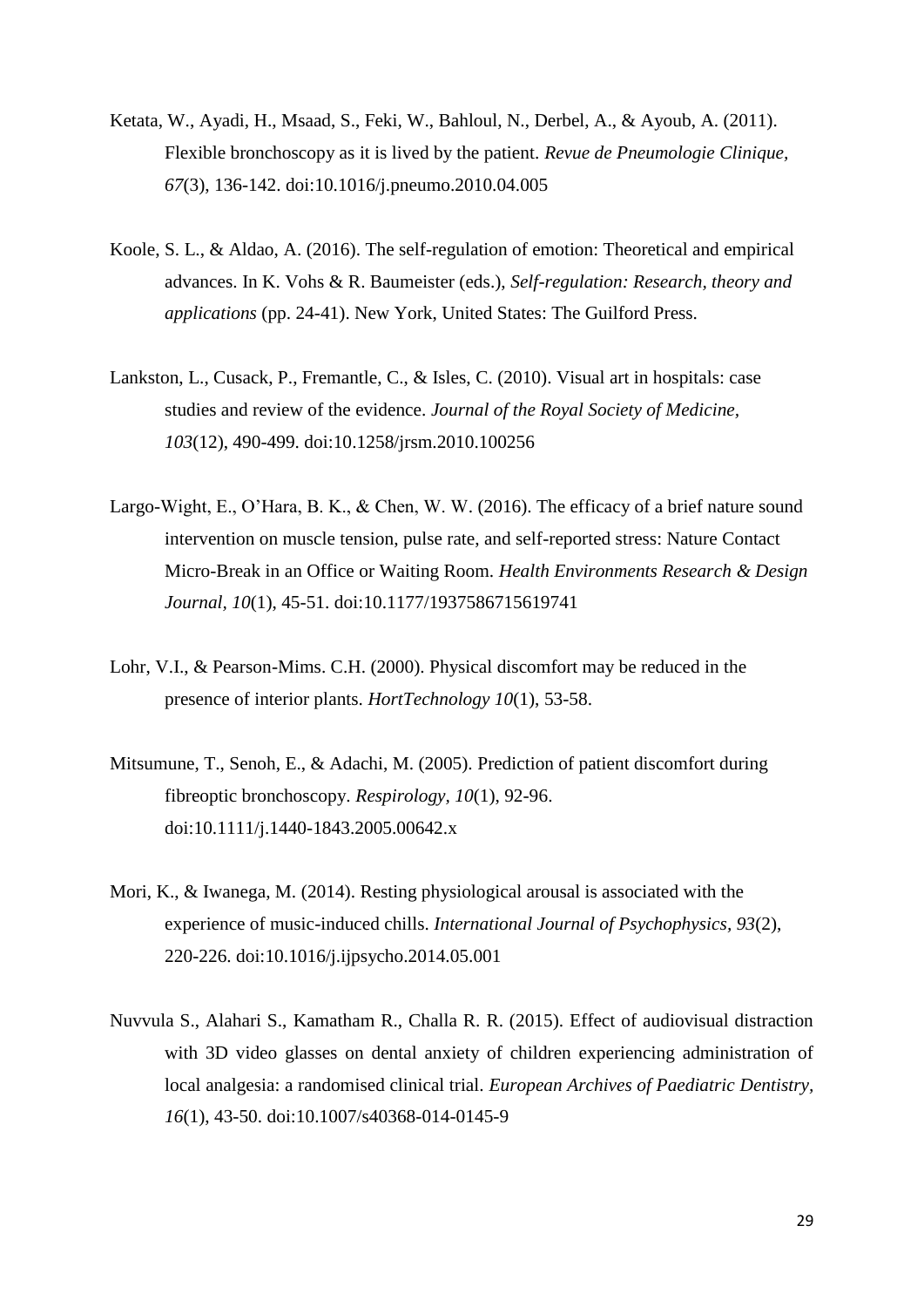Ketata, W., Ayadi, H., Msaad, S., Feki, W., Bahloul, N., Derbel, A., & Ayoub, A. (2011). Flexible bronchoscopy as it is lived by the patient. *Revue de Pneumologie Clinique, 67*(3), 136-142. doi:10.1016/j.pneumo.2010.04.005

Koole, S. L., & Aldao, A. (2016). The self-regulation of emotion: Theoretical and empirical advances. In K. Vohs & R. Baumeister (eds.), *Self-regulation: Research, theory and applications* (pp. 24-41). New York, United States: The Guilford Press.

Lankston, L., Cusack, P., Fremantle, C., & Isles, C. (2010). Visual art in hospitals: case studies and review of the evidence. *Journal of the Royal Society of Medicine, 103*(12), 490-499. doi:10.1258/jrsm.2010.100256

Largo-Wight, E., O'Hara, B. K., & Chen, W. W. (2016). The efficacy of a brief nature sound intervention on muscle tension, pulse rate, and self-reported stress: Nature Contact Micro-Break in an Office or Waiting Room. *Health Environments Research & Design Journal, 10*(1), 45-51. doi:10.1177/1937586715619741

Lohr, V.I., & Pearson-Mims. C.H. (2000). Physical discomfort may be reduced in the presence of interior plants. *HortTechnology 10*(1), 53-58.

Mitsumune, T., Senoh, E., & Adachi, M. (2005). Prediction of patient discomfort during fibreoptic bronchoscopy. *Respirology, 10*(1), 92-96. doi:10.1111/j.1440-1843.2005.00642.x

Mori, K., & Iwanega, M. (2014). Resting physiological arousal is associated with the experience of music-induced chills. *International Journal of Psychophysics, 93*(2), 220-226. doi:10.1016/j.ijpsycho.2014.05.001

Nuvvula S., Alahari S., Kamatham R., Challa R. R. (2015). Effect of audiovisual distraction with 3D video glasses on dental anxiety of children experiencing administration of local analgesia: a randomised clinical trial. *European Archives of Paediatric Dentistry, 16*(1), 43-50. doi:10.1007/s40368-014-0145-9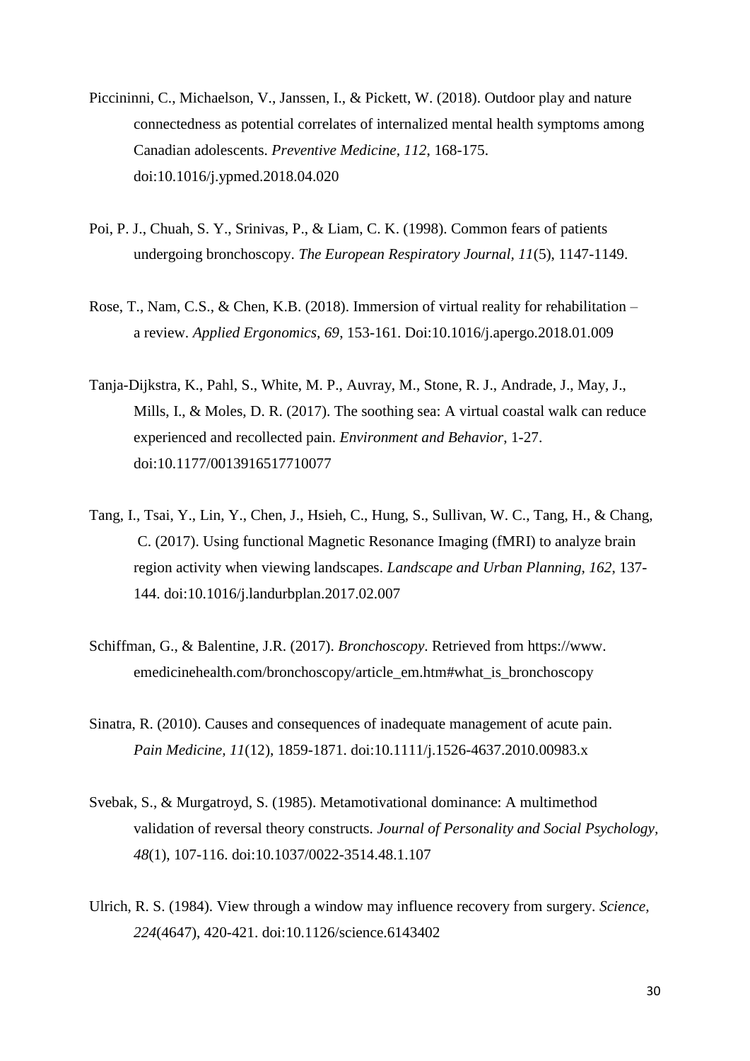Piccininni, C., Michaelson, V., Janssen, I., & Pickett, W. (2018). Outdoor play and nature connectedness as potential correlates of internalized mental health symptoms among Canadian adolescents. *Preventive Medicine, 112*, 168-175. doi:10.1016/j.ypmed.2018.04.020

Poi, P. J., Chuah, S. Y., Srinivas, P., & Liam, C. K. (1998). Common fears of patients undergoing bronchoscopy. *The European Respiratory Journal*, *11*(5), 1147-1149.

Rose, T., Nam, C.S., & Chen, K.B. (2018). Immersion of virtual reality for rehabilitation – a review. *Applied Ergonomics, 69*, 153-161. Doi:10.1016/j.apergo.2018.01.009

Tanja-Dijkstra, K., Pahl, S., White, M. P., Auvray, M., Stone, R. J., Andrade, J., May, J., Mills, I., & Moles, D. R. (2017). The soothing sea: A virtual coastal walk can reduce experienced and recollected pain. *Environment and Behavior*, 1-27. doi:10.1177/0013916517710077

Tang, I., Tsai, Y., Lin, Y., Chen, J., Hsieh, C., Hung, S., Sullivan, W. C., Tang, H., & Chang, C. (2017). Using functional Magnetic Resonance Imaging (fMRI) to analyze brain region activity when viewing landscapes. *Landscape and Urban Planning, 162*, 137-144. doi:10.1016/j.landurbplan.2017.02.007

Schiffman, G., & Balentine, J.R. (2017). *Bronchoscopy*. Retrieved from https://www.emedicinehealth.com/bronchoscopy/article_em.htm#what_is_bronchoscopy

Sinatra, R. (2010). Causes and consequences of inadequate management of acute pain. *Pain Medicine, 11*(12), 1859-1871. doi:10.1111/j.1526-4637.2010.00983.x

Svebak, S., & Murgatroyd, S. (1985). Metamotivational dominance: A multimethod validation of reversal theory constructs. *Journal of Personality and Social Psychology, 48*(1), 107-116. doi:10.1037/0022-3514.48.1.107

Ulrich, R. S. (1984). View through a window may influence recovery from surgery. *Science, 224*(4647), 420-421. doi:10.1126/science.6143402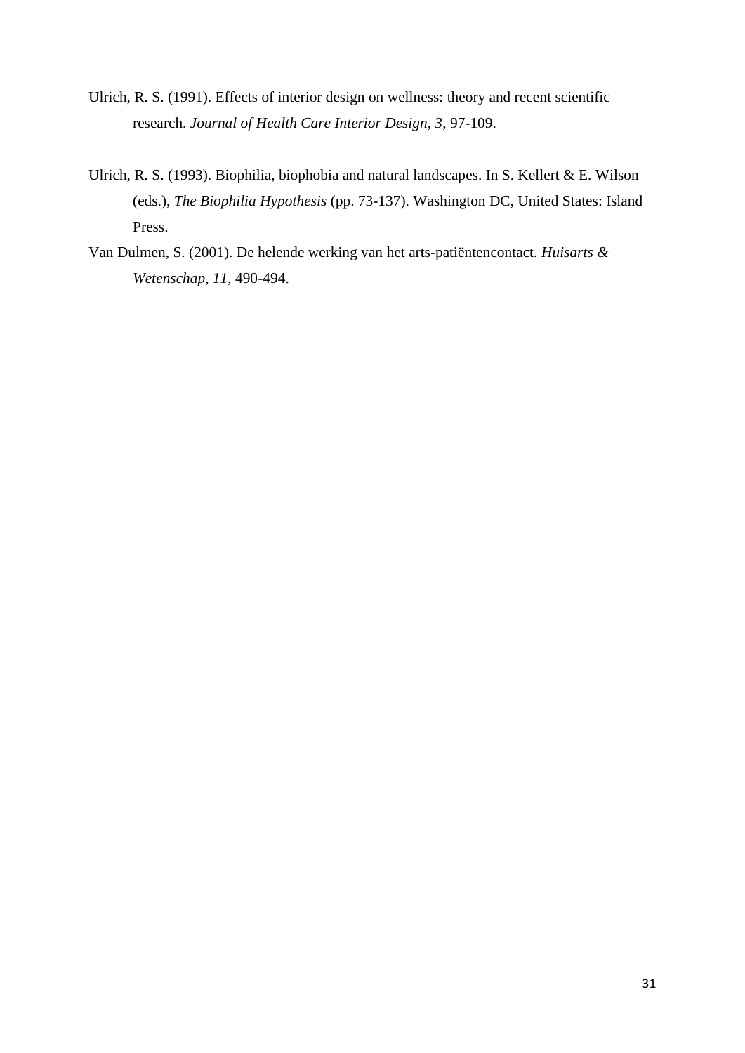Ulrich, R. S. (1991). Effects of interior design on wellness: theory and recent scientific research. *Journal of Health Care Interior Design, 3*, 97-109.

Ulrich, R. S. (1993). Biophilia, biophobia and natural landscapes. In S. Kellert & E. Wilson (eds.), *The Biophilia Hypothesis* (pp. 73-137). Washington DC, United States: Island Press.

Van Dulmen, S. (2001). De helende werking van het arts-patiëntencontact. *Huisarts & Wetenschap*, *11*, 490-494.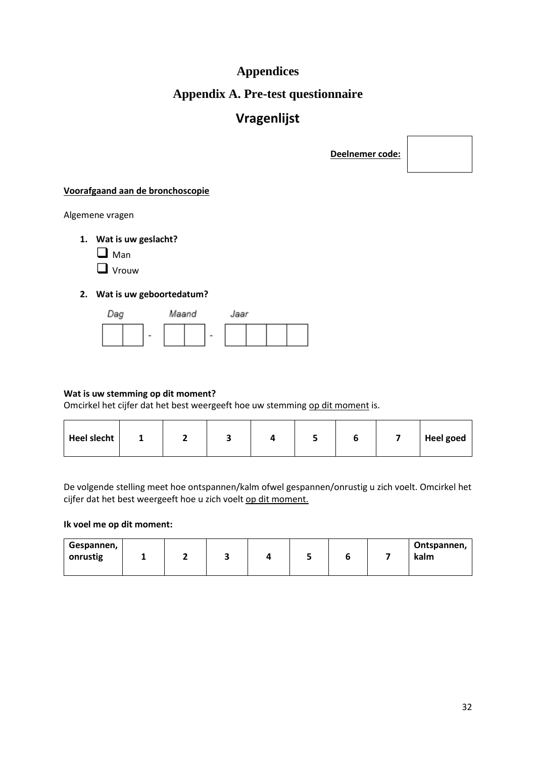# Appendices

## Appendix A. Pre-test questionnaire

## Vragenlijst

**<u>Deelnemer code:</u>** ☐

**<u>Voorafgaand aan de bronchoscopie</u>**

Algemene vragen

1. **Wat is uw geslacht?**
   - ☐ Man
   - ☐ Vrouw

2. **Wat is uw geboortedatum?**

   Dag ☐☐ - Maand ☐☐ - Jaar ☐☐☐☐

**Wat is uw stemming op dit moment?**
Omcirkel het cijfer dat het best weergeeft hoe uw stemming <u>op dit moment</u> is.

| **Heel slecht** | **1** | **2** | **3** | **4** | **5** | **6** | **7** | **Heel goed** |
|---|---|---|---|---|---|---|---|---|

De volgende stelling meet hoe ontspannen/kalm ofwel gespannen/onrustig u zich voelt. Omcirkel het cijfer dat het best weergeeft hoe u zich voelt <u>op dit moment.</u>

**Ik voel me op dit moment:**

| **Gespannen, onrustig** | **1** | **2** | **3** | **4** | **5** | **6** | **7** | **Ontspannen, kalm** |
|---|---|---|---|---|---|---|---|---|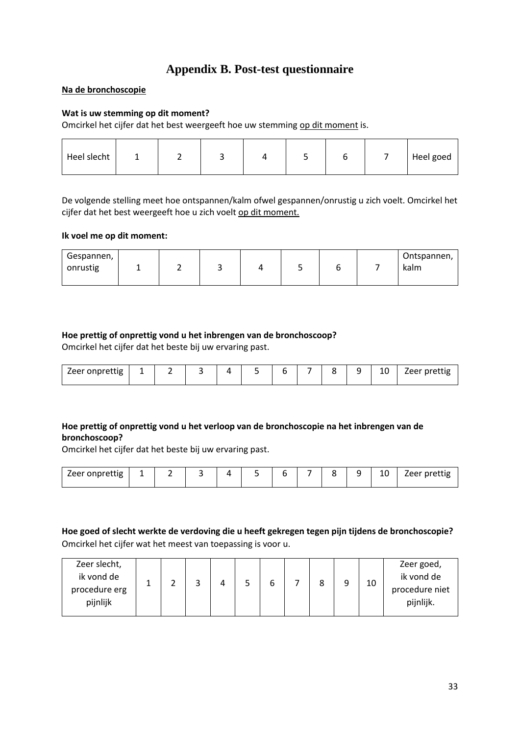# Appendix B. Post-test questionnaire

**Na de bronchoscopie**

**Wat is uw stemming op dit moment?**
Omcirkel het cijfer dat het best weergeeft hoe uw stemming op dit moment is.

| Heel slecht | 1 | 2 | 3 | 4 | 5 | 6 | 7 | Heel goed |
|---|---|---|---|---|---|---|---|---|

De volgende stelling meet hoe ontspannen/kalm ofwel gespannen/onrustig u zich voelt. Omcirkel het cijfer dat het best weergeeft hoe u zich voelt op dit moment.

**Ik voel me op dit moment:**

| Gespannen, onrustig | 1 | 2 | 3 | 4 | 5 | 6 | 7 | Ontspannen, kalm |
|---|---|---|---|---|---|---|---|---|

**Hoe prettig of onprettig vond u het inbrengen van de bronchoscoop?**
Omcirkel het cijfer dat het beste bij uw ervaring past.

| Zeer onprettig | 1 | 2 | 3 | 4 | 5 | 6 | 7 | 8 | 9 | 10 | Zeer prettig |
|---|---|---|---|---|---|---|---|---|---|---|---|

**Hoe prettig of onprettig vond u het verloop van de bronchoscopie na het inbrengen van de bronchoscoop?**
Omcirkel het cijfer dat het beste bij uw ervaring past.

| Zeer onprettig | 1 | 2 | 3 | 4 | 5 | 6 | 7 | 8 | 9 | 10 | Zeer prettig |
|---|---|---|---|---|---|---|---|---|---|---|---|

**Hoe goed of slecht werkte de verdoving die u heeft gekregen tegen pijn tijdens de bronchoscopie?**
Omcirkel het cijfer wat het meest van toepassing is voor u.

| Zeer slecht, ik vond de procedure erg pijnlijk | 1 | 2 | 3 | 4 | 5 | 6 | 7 | 8 | 9 | 10 | Zeer goed, ik vond de procedure niet pijnlijk. |
|---|---|---|---|---|---|---|---|---|---|---|---|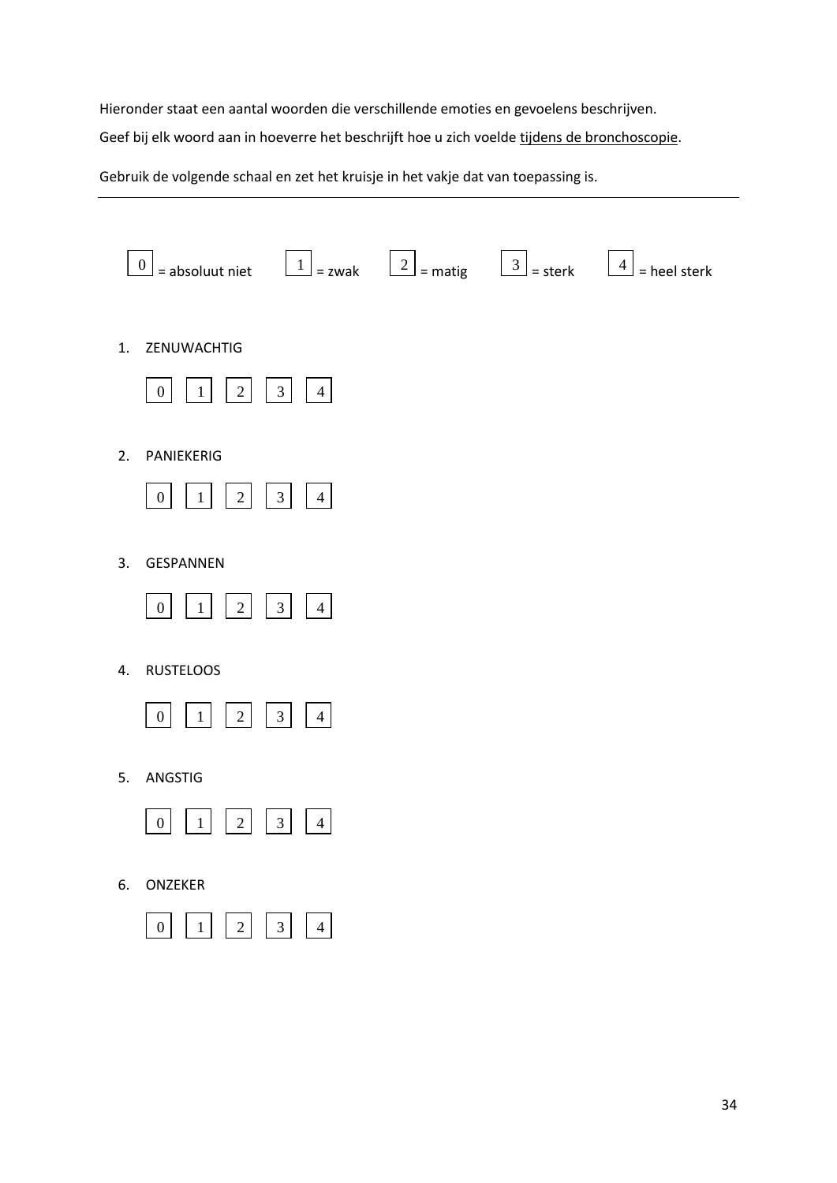Hieronder staat een aantal woorden die verschillende emoties en gevoelens beschrijven.

Geef bij elk woord aan in hoeverre het beschrijft hoe u zich voelde tijdens de bronchoscopie.

Gebruik de volgende schaal en zet het kruisje in het vakje dat van toepassing is.

---

[0] = absoluut niet  [1] = zwak  [2] = matig  [3] = sterk  [4] = heel sterk

1. ZENUWACHTIG

   [0] [1] [2] [3] [4]

2. PANIEKERIG

   [0] [1] [2] [3] [4]

3. GESPANNEN

   [0] [1] [2] [3] [4]

4. RUSTELOOS

   [0] [1] [2] [3] [4]

5. ANGSTIG

   [0] [1] [2] [3] [4]

6. ONZEKER

   [0] [1] [2] [3] [4]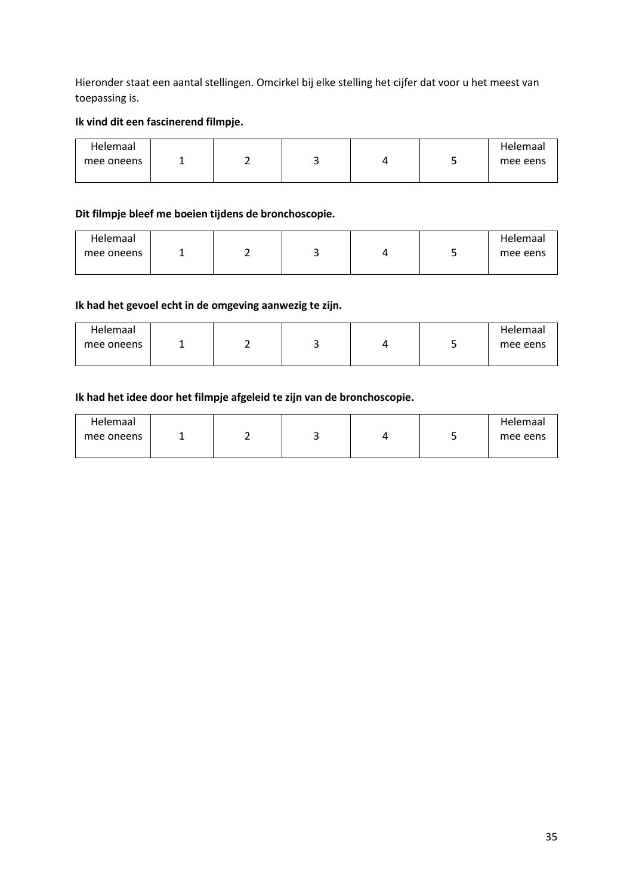Hieronder staat een aantal stellingen. Omcirkel bij elke stelling het cijfer dat voor u het meest van toepassing is.

**Ik vind dit een fascinerend filmpje.**

| Helemaal mee oneens | 1 | 2 | 3 | 4 | 5 | Helemaal mee eens |
|---|---|---|---|---|---|---|

**Dit filmpje bleef me boeien tijdens de bronchoscopie.**

| Helemaal mee oneens | 1 | 2 | 3 | 4 | 5 | Helemaal mee eens |
|---|---|---|---|---|---|---|

**Ik had het gevoel echt in de omgeving aanwezig te zijn.**

| Helemaal mee oneens | 1 | 2 | 3 | 4 | 5 | Helemaal mee eens |
|---|---|---|---|---|---|---|

**Ik had het idee door het filmpje afgeleid te zijn van de bronchoscopie.**

| Helemaal mee oneens | 1 | 2 | 3 | 4 | 5 | Helemaal mee eens |
|---|---|---|---|---|---|---|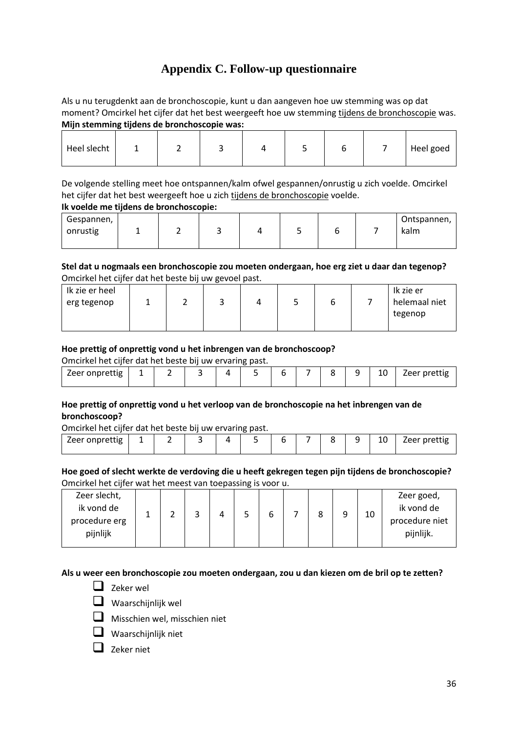# Appendix C. Follow-up questionnaire

Als u nu terugdenkt aan de bronchoscopie, kunt u dan aangeven hoe uw stemming was op dat moment? Omcirkel het cijfer dat het best weergeeft hoe uw stemming tijdens de bronchoscopie was.
**Mijn stemming tijdens de bronchoscopie was:**

| | | | | | | | | |
|---|---|---|---|---|---|---|---|---|
| Heel slecht | 1 | 2 | 3 | 4 | 5 | 6 | 7 | Heel goed |

De volgende stelling meet hoe ontspannen/kalm ofwel gespannen/onrustig u zich voelde. Omcirkel het cijfer dat het best weergeeft hoe u zich tijdens de bronchoscopie voelde.
**Ik voelde me tijdens de bronchoscopie:**

| | | | | | | | | |
|---|---|---|---|---|---|---|---|---|
| Gespannen, onrustig | 1 | 2 | 3 | 4 | 5 | 6 | 7 | Ontspannen, kalm |

**Stel dat u nogmaals een bronchoscopie zou moeten ondergaan, hoe erg ziet u daar dan tegenop?**
Omcirkel het cijfer dat het beste bij uw gevoel past.

| | | | | | | | | |
|---|---|---|---|---|---|---|---|---|
| Ik zie er heel erg tegenop | 1 | 2 | 3 | 4 | 5 | 6 | 7 | Ik zie er helemaal niet tegenop |

**Hoe prettig of onprettig vond u het inbrengen van de bronchoscoop?**
Omcirkel het cijfer dat het beste bij uw ervaring past.

| | | | | | | | | | | | |
|---|---|---|---|---|---|---|---|---|---|---|---|
| Zeer onprettig | 1 | 2 | 3 | 4 | 5 | 6 | 7 | 8 | 9 | 10 | Zeer prettig |

**Hoe prettig of onprettig vond u het verloop van de bronchoscopie na het inbrengen van de bronchoscoop?**
Omcirkel het cijfer dat het beste bij uw ervaring past.

| | | | | | | | | | | | |
|---|---|---|---|---|---|---|---|---|---|---|---|
| Zeer onprettig | 1 | 2 | 3 | 4 | 5 | 6 | 7 | 8 | 9 | 10 | Zeer prettig |

**Hoe goed of slecht werkte de verdoving die u heeft gekregen tegen pijn tijdens de bronchoscopie?**
Omcirkel het cijfer wat het meest van toepassing is voor u.

| | | | | | | | | | | | |
|---|---|---|---|---|---|---|---|---|---|---|---|
| Zeer slecht, ik vond de procedure erg pijnlijk | 1 | 2 | 3 | 4 | 5 | 6 | 7 | 8 | 9 | 10 | Zeer goed, ik vond de procedure niet pijnlijk. |

**Als u weer een bronchoscopie zou moeten ondergaan, zou u dan kiezen om de bril op te zetten?**

- ☐ Zeker wel
- ☐ Waarschijnlijk wel
- ☐ Misschien wel, misschien niet
- ☐ Waarschijnlijk niet
- ☐ Zeker niet